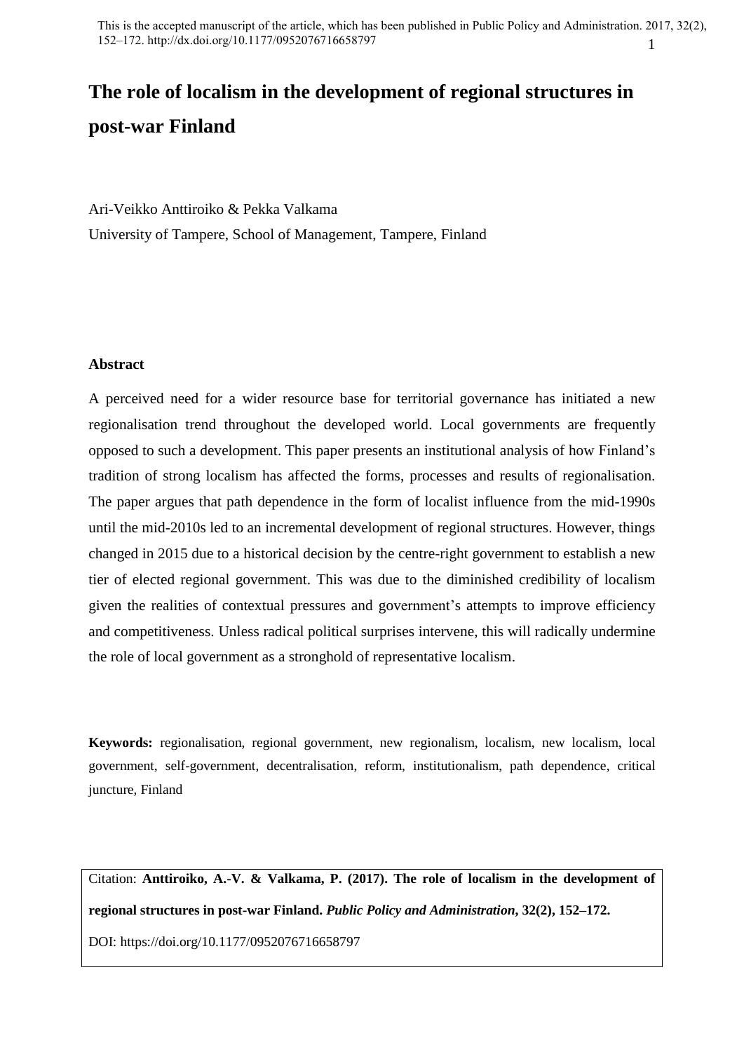This is the accepted manuscript of the article, which has been published in Public Policy and Administration. 2017, 32(2), 152–172. http://dx.doi.org/10.1177/0952076716658797

# The role of localism in the development of regional structures in post-war Finland

Ari-Veikko Anttiroiko & Pekka Valkama

University of Tampere, School of Management, Tampere, Finland

## Abstract

A perceived need for a wider resource base for territorial governance has initiated a new regionalisation trend throughout the developed world. Local governments are frequently opposed to such a development. This paper presents an institutional analysis of how Finland's tradition of strong localism has affected the forms, processes and results of regionalisation. The paper argues that path dependence in the form of localist influence from the mid-1990s until the mid-2010s led to an incremental development of regional structures. However, things changed in 2015 due to a historical decision by the centre-right government to establish a new tier of elected regional government. This was due to the diminished credibility of localism given the realities of contextual pressures and government's attempts to improve efficiency and competitiveness. Unless radical political surprises intervene, this will radically undermine the role of local government as a stronghold of representative localism.

**Keywords:** regionalisation, regional government, new regionalism, localism, new localism, local government, self-government, decentralisation, reform, institutionalism, path dependence, critical juncture, Finland

Citation: **Anttiroiko, A.-V. & Valkama, P. (2017). The role of localism in the development of regional structures in post-war Finland.** ***Public Policy and Administration*****, 32(2), 152–172.**

DOI: https://doi.org/10.1177/0952076716658797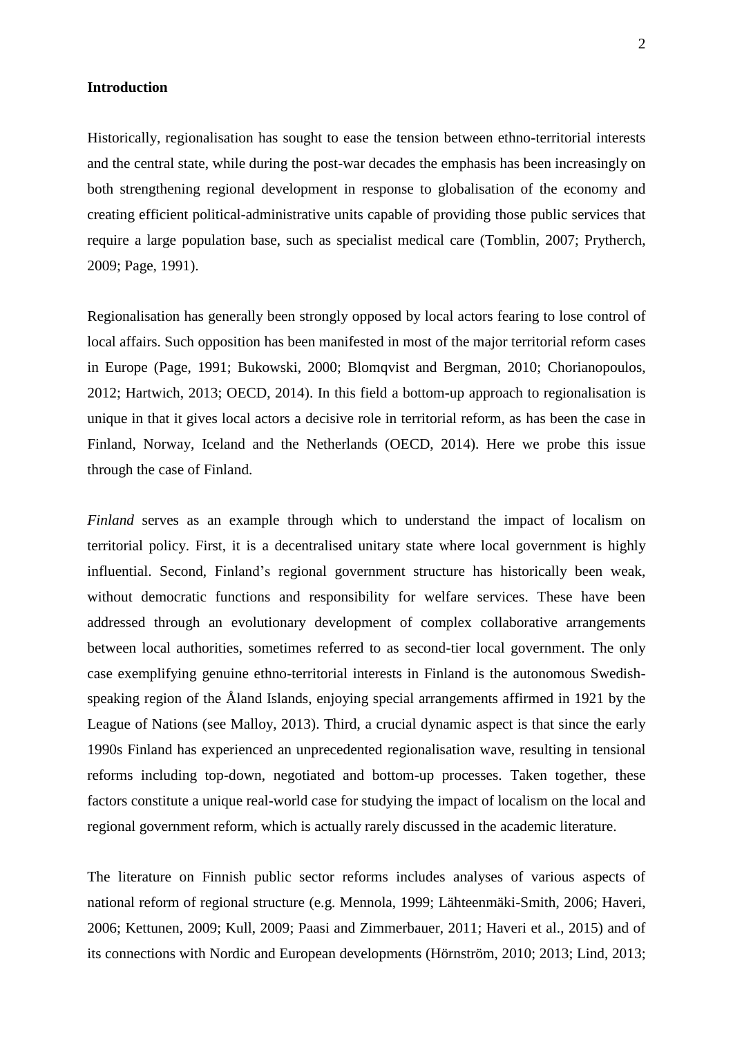## Introduction

Historically, regionalisation has sought to ease the tension between ethno-territorial interests and the central state, while during the post-war decades the emphasis has been increasingly on both strengthening regional development in response to globalisation of the economy and creating efficient political-administrative units capable of providing those public services that require a large population base, such as specialist medical care (Tomblin, 2007; Prytherch, 2009; Page, 1991).

Regionalisation has generally been strongly opposed by local actors fearing to lose control of local affairs. Such opposition has been manifested in most of the major territorial reform cases in Europe (Page, 1991; Bukowski, 2000; Blomqvist and Bergman, 2010; Chorianopoulos, 2012; Hartwich, 2013; OECD, 2014). In this field a bottom-up approach to regionalisation is unique in that it gives local actors a decisive role in territorial reform, as has been the case in Finland, Norway, Iceland and the Netherlands (OECD, 2014). Here we probe this issue through the case of Finland.

*Finland* serves as an example through which to understand the impact of localism on territorial policy. First, it is a decentralised unitary state where local government is highly influential. Second, Finland's regional government structure has historically been weak, without democratic functions and responsibility for welfare services. These have been addressed through an evolutionary development of complex collaborative arrangements between local authorities, sometimes referred to as second-tier local government. The only case exemplifying genuine ethno-territorial interests in Finland is the autonomous Swedish-speaking region of the Åland Islands, enjoying special arrangements affirmed in 1921 by the League of Nations (see Malloy, 2013). Third, a crucial dynamic aspect is that since the early 1990s Finland has experienced an unprecedented regionalisation wave, resulting in tensional reforms including top-down, negotiated and bottom-up processes. Taken together, these factors constitute a unique real-world case for studying the impact of localism on the local and regional government reform, which is actually rarely discussed in the academic literature.

The literature on Finnish public sector reforms includes analyses of various aspects of national reform of regional structure (e.g. Mennola, 1999; Lähteenmäki-Smith, 2006; Haveri, 2006; Kettunen, 2009; Kull, 2009; Paasi and Zimmerbauer, 2011; Haveri et al., 2015) and of its connections with Nordic and European developments (Hörnström, 2010; 2013; Lind, 2013;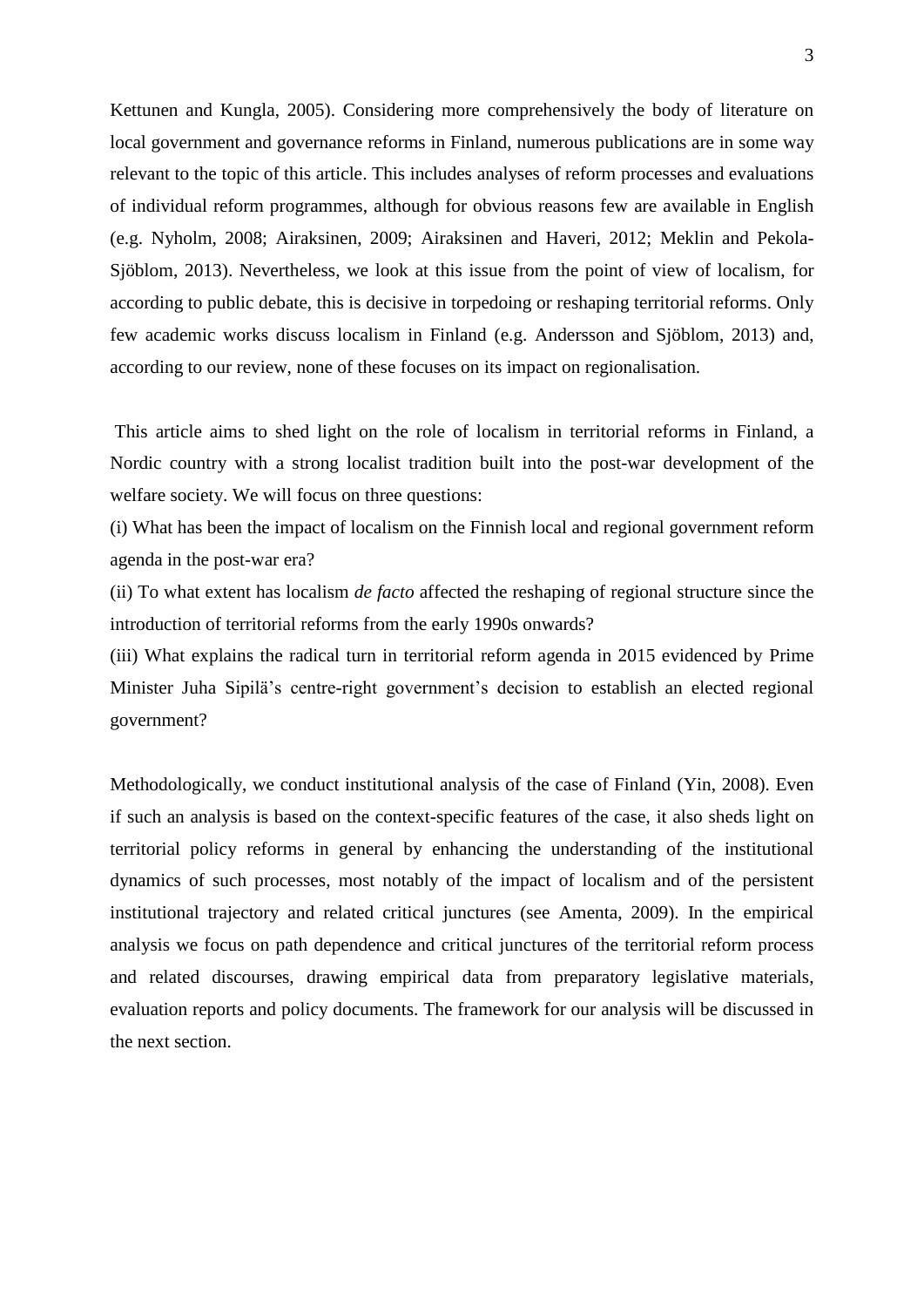Kettunen and Kungla, 2005). Considering more comprehensively the body of literature on local government and governance reforms in Finland, numerous publications are in some way relevant to the topic of this article. This includes analyses of reform processes and evaluations of individual reform programmes, although for obvious reasons few are available in English (e.g. Nyholm, 2008; Airaksinen, 2009; Airaksinen and Haveri, 2012; Meklin and Pekola-Sjöblom, 2013). Nevertheless, we look at this issue from the point of view of localism, for according to public debate, this is decisive in torpedoing or reshaping territorial reforms. Only few academic works discuss localism in Finland (e.g. Andersson and Sjöblom, 2013) and, according to our review, none of these focuses on its impact on regionalisation.

This article aims to shed light on the role of localism in territorial reforms in Finland, a Nordic country with a strong localist tradition built into the post-war development of the welfare society. We will focus on three questions:

(i) What has been the impact of localism on the Finnish local and regional government reform agenda in the post-war era?

(ii) To what extent has localism *de facto* affected the reshaping of regional structure since the introduction of territorial reforms from the early 1990s onwards?

(iii) What explains the radical turn in territorial reform agenda in 2015 evidenced by Prime Minister Juha Sipilä's centre-right government's decision to establish an elected regional government?

Methodologically, we conduct institutional analysis of the case of Finland (Yin, 2008). Even if such an analysis is based on the context-specific features of the case, it also sheds light on territorial policy reforms in general by enhancing the understanding of the institutional dynamics of such processes, most notably of the impact of localism and of the persistent institutional trajectory and related critical junctures (see Amenta, 2009). In the empirical analysis we focus on path dependence and critical junctures of the territorial reform process and related discourses, drawing empirical data from preparatory legislative materials, evaluation reports and policy documents. The framework for our analysis will be discussed in the next section.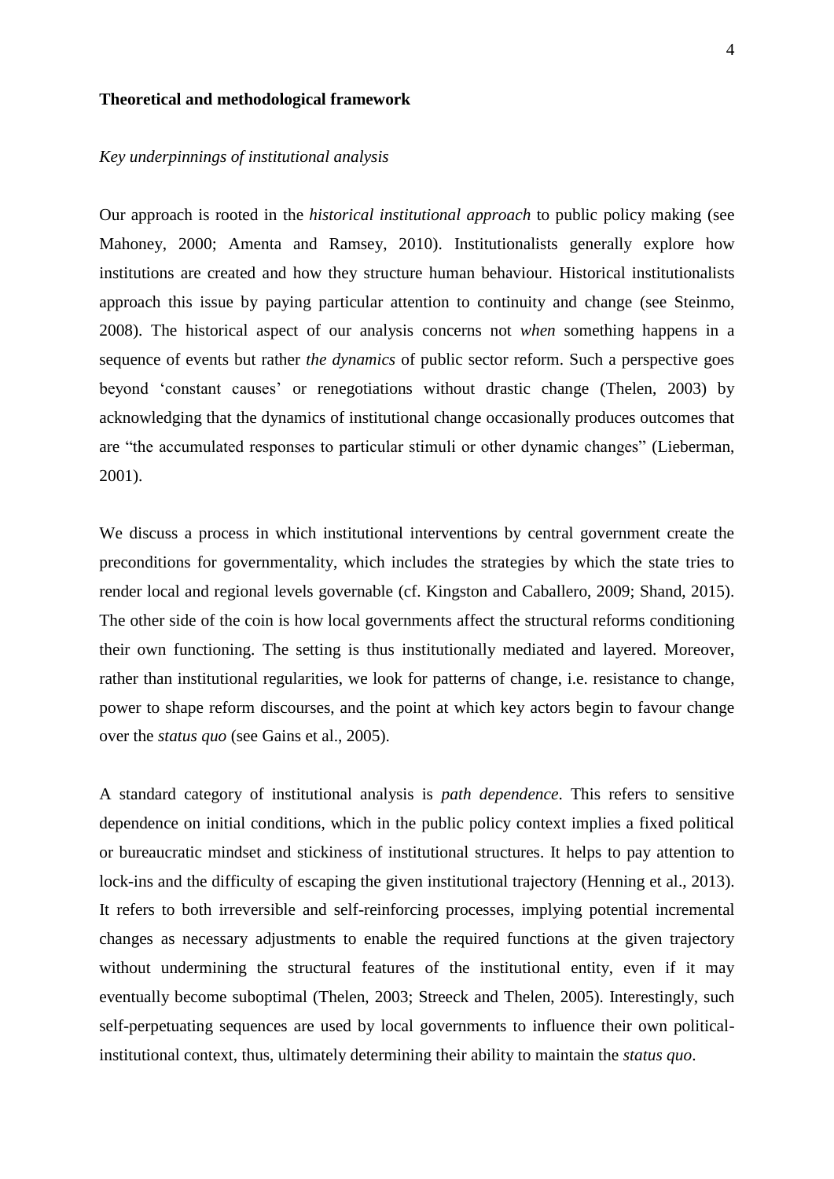## Theoretical and methodological framework

### *Key underpinnings of institutional analysis*

Our approach is rooted in the *historical institutional approach* to public policy making (see Mahoney, 2000; Amenta and Ramsey, 2010). Institutionalists generally explore how institutions are created and how they structure human behaviour. Historical institutionalists approach this issue by paying particular attention to continuity and change (see Steinmo, 2008). The historical aspect of our analysis concerns not *when* something happens in a sequence of events but rather *the dynamics* of public sector reform. Such a perspective goes beyond 'constant causes' or renegotiations without drastic change (Thelen, 2003) by acknowledging that the dynamics of institutional change occasionally produces outcomes that are "the accumulated responses to particular stimuli or other dynamic changes" (Lieberman, 2001).

We discuss a process in which institutional interventions by central government create the preconditions for governmentality, which includes the strategies by which the state tries to render local and regional levels governable (cf. Kingston and Caballero, 2009; Shand, 2015). The other side of the coin is how local governments affect the structural reforms conditioning their own functioning. The setting is thus institutionally mediated and layered. Moreover, rather than institutional regularities, we look for patterns of change, i.e. resistance to change, power to shape reform discourses, and the point at which key actors begin to favour change over the *status quo* (see Gains et al., 2005).

A standard category of institutional analysis is *path dependence*. This refers to sensitive dependence on initial conditions, which in the public policy context implies a fixed political or bureaucratic mindset and stickiness of institutional structures. It helps to pay attention to lock-ins and the difficulty of escaping the given institutional trajectory (Henning et al., 2013). It refers to both irreversible and self-reinforcing processes, implying potential incremental changes as necessary adjustments to enable the required functions at the given trajectory without undermining the structural features of the institutional entity, even if it may eventually become suboptimal (Thelen, 2003; Streeck and Thelen, 2005). Interestingly, such self-perpetuating sequences are used by local governments to influence their own political-institutional context, thus, ultimately determining their ability to maintain the *status quo*.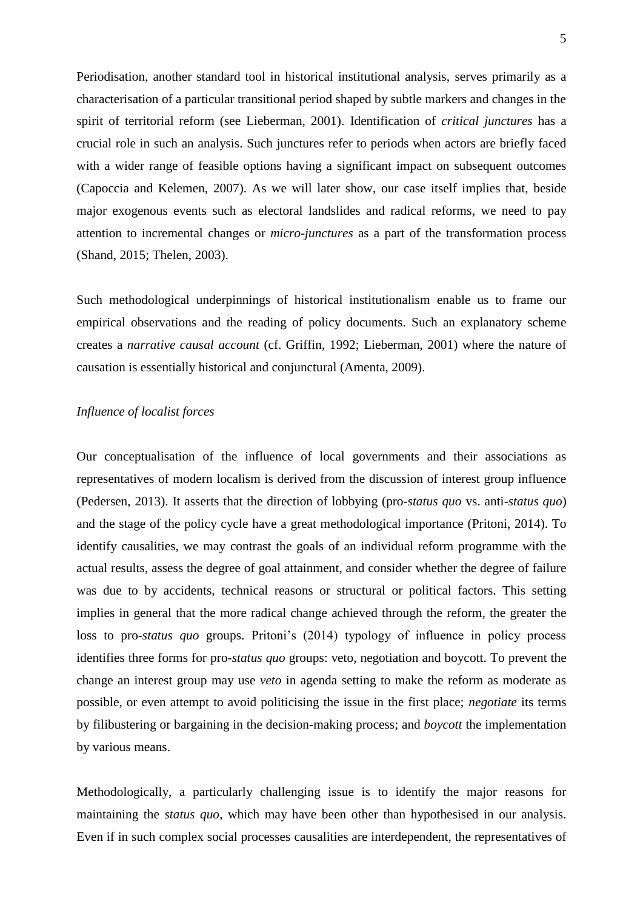Periodisation, another standard tool in historical institutional analysis, serves primarily as a characterisation of a particular transitional period shaped by subtle markers and changes in the spirit of territorial reform (see Lieberman, 2001). Identification of *critical junctures* has a crucial role in such an analysis. Such junctures refer to periods when actors are briefly faced with a wider range of feasible options having a significant impact on subsequent outcomes (Capoccia and Kelemen, 2007). As we will later show, our case itself implies that, beside major exogenous events such as electoral landslides and radical reforms, we need to pay attention to incremental changes or *micro-junctures* as a part of the transformation process (Shand, 2015; Thelen, 2003).

Such methodological underpinnings of historical institutionalism enable us to frame our empirical observations and the reading of policy documents. Such an explanatory scheme creates a *narrative causal account* (cf. Griffin, 1992; Lieberman, 2001) where the nature of causation is essentially historical and conjunctural (Amenta, 2009).

*Influence of localist forces*

Our conceptualisation of the influence of local governments and their associations as representatives of modern localism is derived from the discussion of interest group influence (Pedersen, 2013). It asserts that the direction of lobbying (pro-*status quo* vs. anti-*status quo*) and the stage of the policy cycle have a great methodological importance (Pritoni, 2014). To identify causalities, we may contrast the goals of an individual reform programme with the actual results, assess the degree of goal attainment, and consider whether the degree of failure was due to by accidents, technical reasons or structural or political factors. This setting implies in general that the more radical change achieved through the reform, the greater the loss to pro-*status quo* groups. Pritoni's (2014) typology of influence in policy process identifies three forms for pro-*status quo* groups: veto, negotiation and boycott. To prevent the change an interest group may use *veto* in agenda setting to make the reform as moderate as possible, or even attempt to avoid politicising the issue in the first place; *negotiate* its terms by filibustering or bargaining in the decision-making process; and *boycott* the implementation by various means.

Methodologically, a particularly challenging issue is to identify the major reasons for maintaining the *status quo*, which may have been other than hypothesised in our analysis. Even if in such complex social processes causalities are interdependent, the representatives of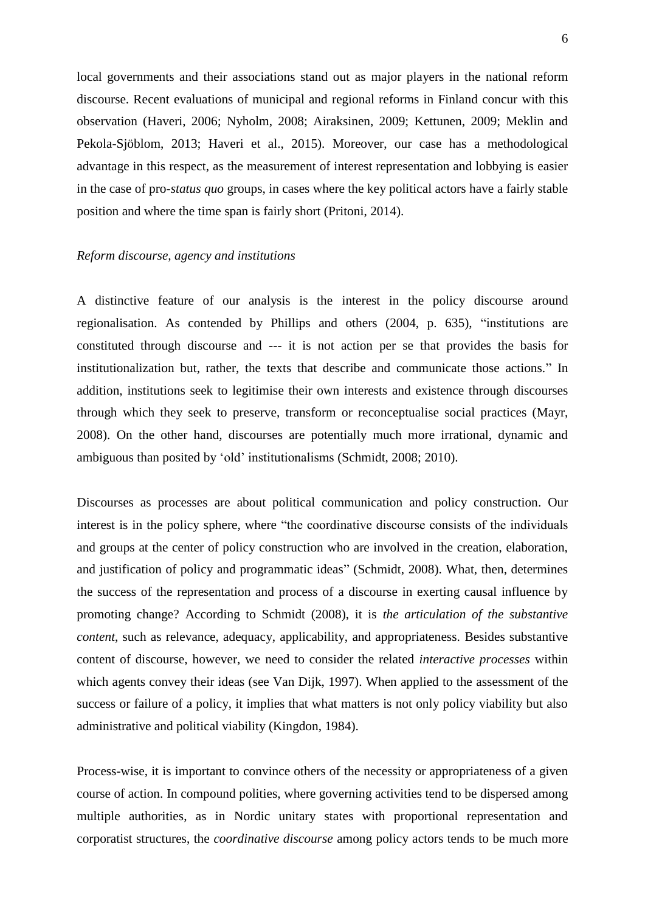local governments and their associations stand out as major players in the national reform discourse. Recent evaluations of municipal and regional reforms in Finland concur with this observation (Haveri, 2006; Nyholm, 2008; Airaksinen, 2009; Kettunen, 2009; Meklin and Pekola-Sjöblom, 2013; Haveri et al., 2015). Moreover, our case has a methodological advantage in this respect, as the measurement of interest representation and lobbying is easier in the case of pro-*status quo* groups, in cases where the key political actors have a fairly stable position and where the time span is fairly short (Pritoni, 2014).

*Reform discourse, agency and institutions*

A distinctive feature of our analysis is the interest in the policy discourse around regionalisation. As contended by Phillips and others (2004, p. 635), "institutions are constituted through discourse and --- it is not action per se that provides the basis for institutionalization but, rather, the texts that describe and communicate those actions." In addition, institutions seek to legitimise their own interests and existence through discourses through which they seek to preserve, transform or reconceptualise social practices (Mayr, 2008). On the other hand, discourses are potentially much more irrational, dynamic and ambiguous than posited by 'old' institutionalisms (Schmidt, 2008; 2010).

Discourses as processes are about political communication and policy construction. Our interest is in the policy sphere, where "the coordinative discourse consists of the individuals and groups at the center of policy construction who are involved in the creation, elaboration, and justification of policy and programmatic ideas" (Schmidt, 2008). What, then, determines the success of the representation and process of a discourse in exerting causal influence by promoting change? According to Schmidt (2008), it is *the articulation of the substantive content*, such as relevance, adequacy, applicability, and appropriateness. Besides substantive content of discourse, however, we need to consider the related *interactive processes* within which agents convey their ideas (see Van Dijk, 1997). When applied to the assessment of the success or failure of a policy, it implies that what matters is not only policy viability but also administrative and political viability (Kingdon, 1984).

Process-wise, it is important to convince others of the necessity or appropriateness of a given course of action. In compound polities, where governing activities tend to be dispersed among multiple authorities, as in Nordic unitary states with proportional representation and corporatist structures, the *coordinative discourse* among policy actors tends to be much more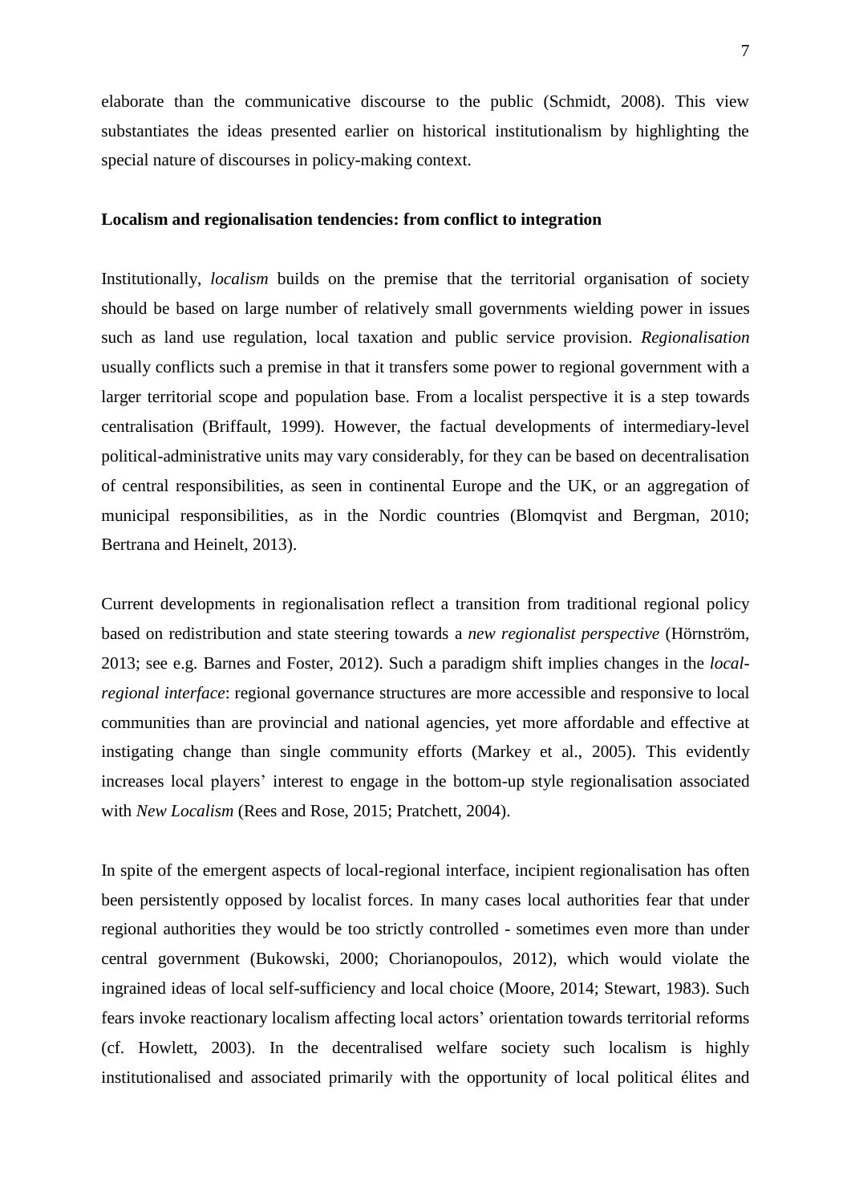elaborate than the communicative discourse to the public (Schmidt, 2008). This view substantiates the ideas presented earlier on historical institutionalism by highlighting the special nature of discourses in policy-making context.

**Localism and regionalisation tendencies: from conflict to integration**

Institutionally, *localism* builds on the premise that the territorial organisation of society should be based on large number of relatively small governments wielding power in issues such as land use regulation, local taxation and public service provision. *Regionalisation* usually conflicts such a premise in that it transfers some power to regional government with a larger territorial scope and population base. From a localist perspective it is a step towards centralisation (Briffault, 1999). However, the factual developments of intermediary-level political-administrative units may vary considerably, for they can be based on decentralisation of central responsibilities, as seen in continental Europe and the UK, or an aggregation of municipal responsibilities, as in the Nordic countries (Blomqvist and Bergman, 2010; Bertrana and Heinelt, 2013).

Current developments in regionalisation reflect a transition from traditional regional policy based on redistribution and state steering towards a *new regionalist perspective* (Hörnström, 2013; see e.g. Barnes and Foster, 2012). Such a paradigm shift implies changes in the *local-regional interface*: regional governance structures are more accessible and responsive to local communities than are provincial and national agencies, yet more affordable and effective at instigating change than single community efforts (Markey et al., 2005). This evidently increases local players' interest to engage in the bottom-up style regionalisation associated with *New Localism* (Rees and Rose, 2015; Pratchett, 2004).

In spite of the emergent aspects of local-regional interface, incipient regionalisation has often been persistently opposed by localist forces. In many cases local authorities fear that under regional authorities they would be too strictly controlled - sometimes even more than under central government (Bukowski, 2000; Chorianopoulos, 2012), which would violate the ingrained ideas of local self-sufficiency and local choice (Moore, 2014; Stewart, 1983). Such fears invoke reactionary localism affecting local actors' orientation towards territorial reforms (cf. Howlett, 2003). In the decentralised welfare society such localism is highly institutionalised and associated primarily with the opportunity of local political élites and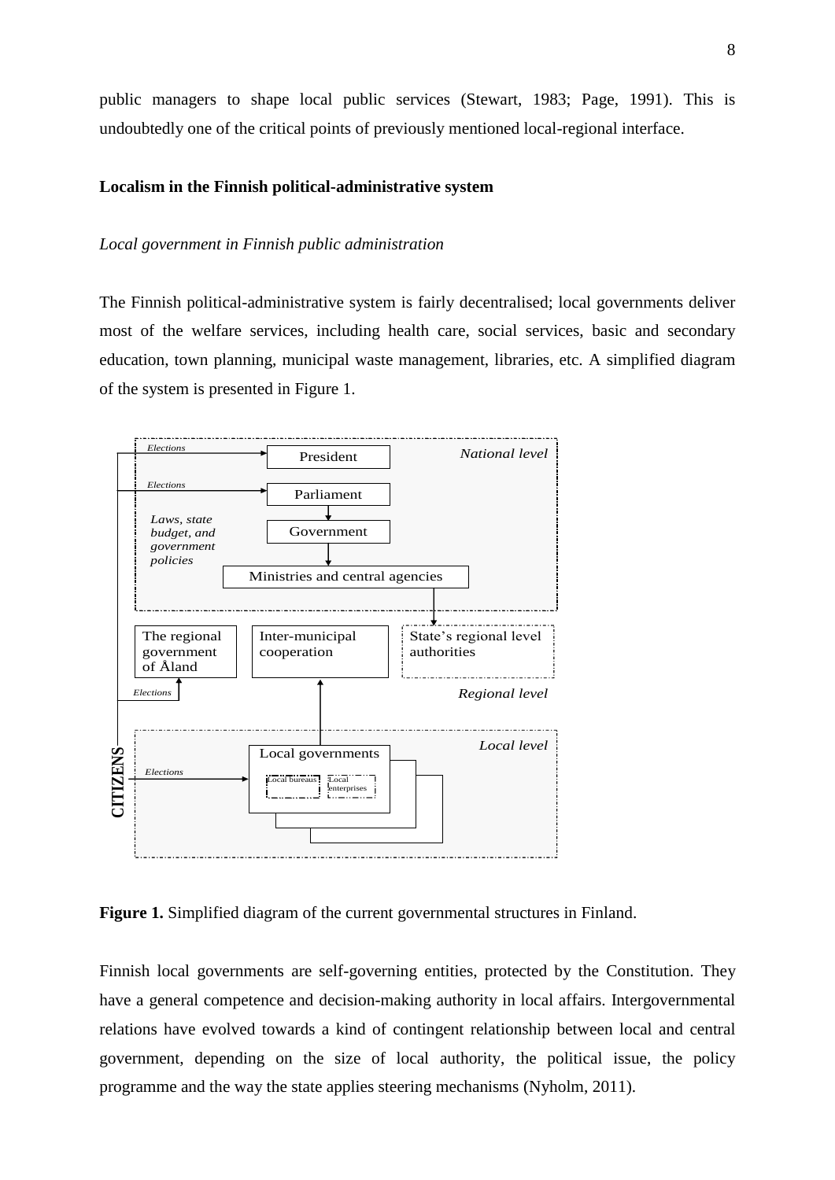public managers to shape local public services (Stewart, 1983; Page, 1991). This is undoubtedly one of the critical points of previously mentioned local-regional interface.

## Localism in the Finnish political-administrative system

### *Local government in Finnish public administration*

The Finnish political-administrative system is fairly decentralised; local governments deliver most of the welfare services, including health care, social services, basic and secondary education, town planning, municipal waste management, libraries, etc. A simplified diagram of the system is presented in Figure 1.

**Figure 1.** Simplified diagram of the current governmental structures in Finland.

Finnish local governments are self-governing entities, protected by the Constitution. They have a general competence and decision-making authority in local affairs. Intergovernmental relations have evolved towards a kind of contingent relationship between local and central government, depending on the size of local authority, the political issue, the policy programme and the way the state applies steering mechanisms (Nyholm, 2011).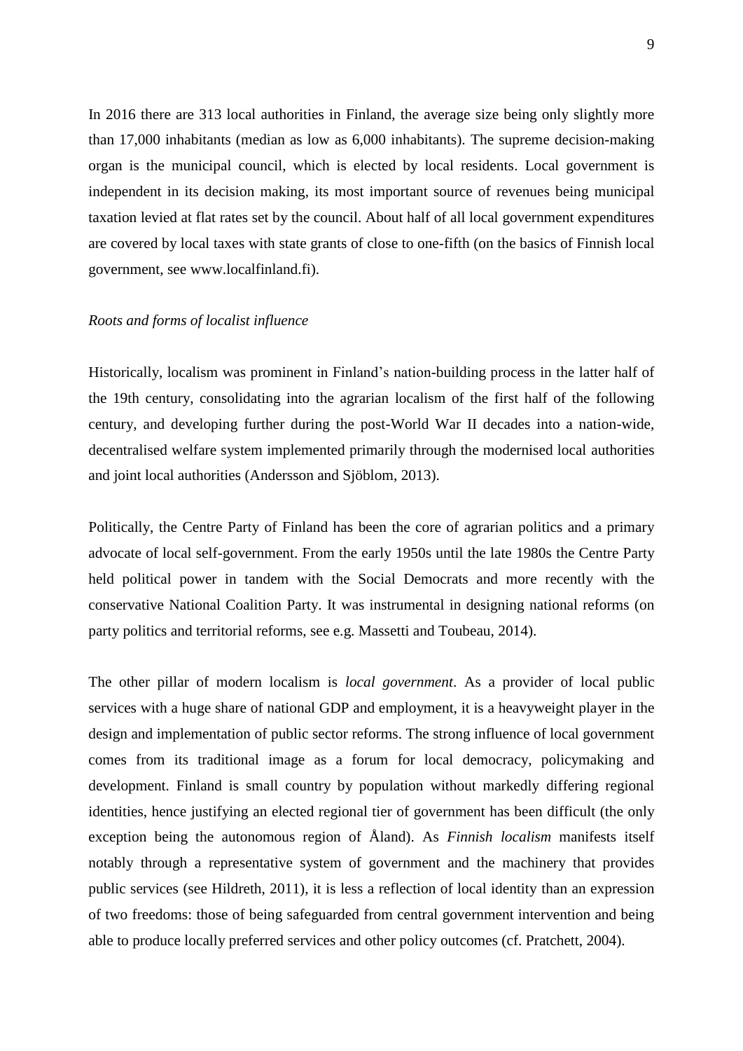In 2016 there are 313 local authorities in Finland, the average size being only slightly more than 17,000 inhabitants (median as low as 6,000 inhabitants). The supreme decision-making organ is the municipal council, which is elected by local residents. Local government is independent in its decision making, its most important source of revenues being municipal taxation levied at flat rates set by the council. About half of all local government expenditures are covered by local taxes with state grants of close to one-fifth (on the basics of Finnish local government, see www.localfinland.fi).

*Roots and forms of localist influence*

Historically, localism was prominent in Finland's nation-building process in the latter half of the 19th century, consolidating into the agrarian localism of the first half of the following century, and developing further during the post-World War II decades into a nation-wide, decentralised welfare system implemented primarily through the modernised local authorities and joint local authorities (Andersson and Sjöblom, 2013).

Politically, the Centre Party of Finland has been the core of agrarian politics and a primary advocate of local self-government. From the early 1950s until the late 1980s the Centre Party held political power in tandem with the Social Democrats and more recently with the conservative National Coalition Party. It was instrumental in designing national reforms (on party politics and territorial reforms, see e.g. Massetti and Toubeau, 2014).

The other pillar of modern localism is *local government*. As a provider of local public services with a huge share of national GDP and employment, it is a heavyweight player in the design and implementation of public sector reforms. The strong influence of local government comes from its traditional image as a forum for local democracy, policymaking and development. Finland is small country by population without markedly differing regional identities, hence justifying an elected regional tier of government has been difficult (the only exception being the autonomous region of Åland). As *Finnish localism* manifests itself notably through a representative system of government and the machinery that provides public services (see Hildreth, 2011), it is less a reflection of local identity than an expression of two freedoms: those of being safeguarded from central government intervention and being able to produce locally preferred services and other policy outcomes (cf. Pratchett, 2004).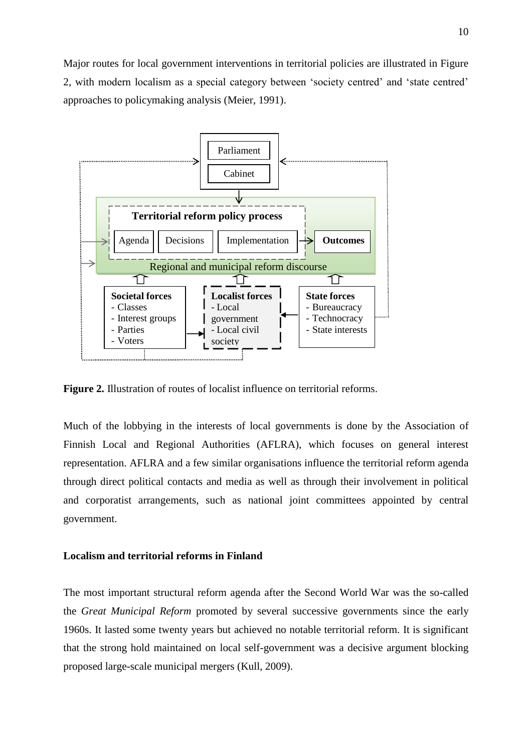Major routes for local government interventions in territorial policies are illustrated in Figure 2, with modern localism as a special category between 'society centred' and 'state centred' approaches to policymaking analysis (Meier, 1991).

**Figure 2.** Illustration of routes of localist influence on territorial reforms.

Much of the lobbying in the interests of local governments is done by the Association of Finnish Local and Regional Authorities (AFLRA), which focuses on general interest representation. AFLRA and a few similar organisations influence the territorial reform agenda through direct political contacts and media as well as through their involvement in political and corporatist arrangements, such as national joint committees appointed by central government.

**Localism and territorial reforms in Finland**

The most important structural reform agenda after the Second World War was the so-called the *Great Municipal Reform* promoted by several successive governments since the early 1960s. It lasted some twenty years but achieved no notable territorial reform. It is significant that the strong hold maintained on local self-government was a decisive argument blocking proposed large-scale municipal mergers (Kull, 2009).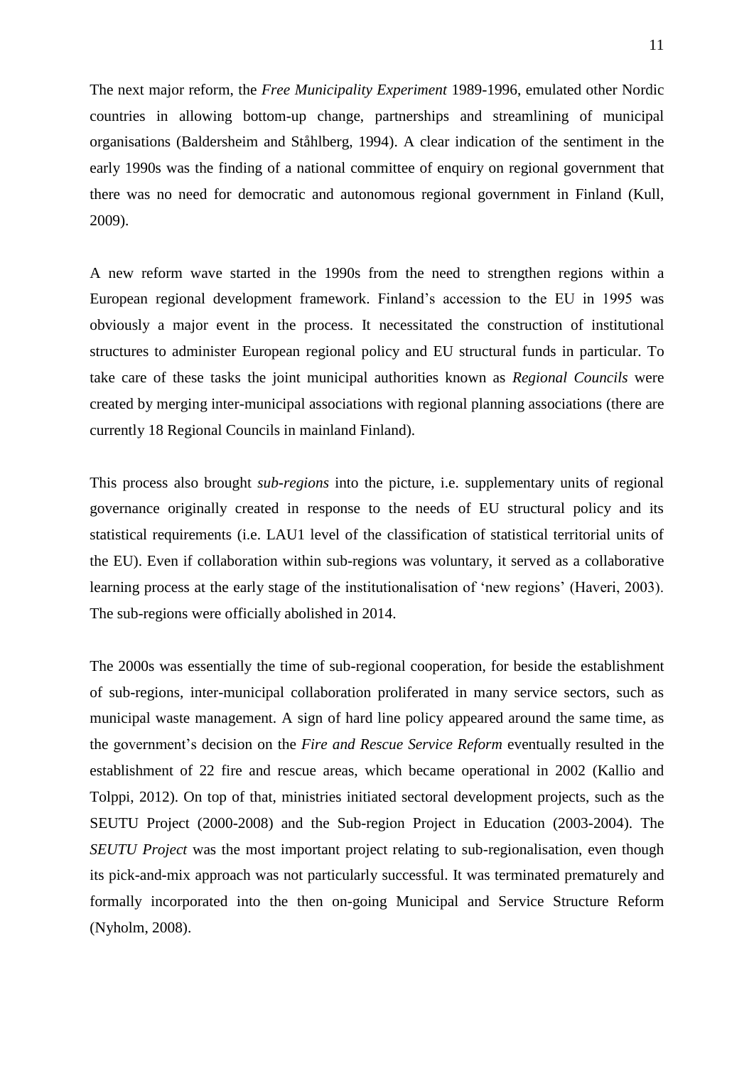The next major reform, the *Free Municipality Experiment* 1989-1996, emulated other Nordic countries in allowing bottom-up change, partnerships and streamlining of municipal organisations (Baldersheim and Ståhlberg, 1994). A clear indication of the sentiment in the early 1990s was the finding of a national committee of enquiry on regional government that there was no need for democratic and autonomous regional government in Finland (Kull, 2009).

A new reform wave started in the 1990s from the need to strengthen regions within a European regional development framework. Finland's accession to the EU in 1995 was obviously a major event in the process. It necessitated the construction of institutional structures to administer European regional policy and EU structural funds in particular. To take care of these tasks the joint municipal authorities known as *Regional Councils* were created by merging inter-municipal associations with regional planning associations (there are currently 18 Regional Councils in mainland Finland).

This process also brought *sub-regions* into the picture, i.e. supplementary units of regional governance originally created in response to the needs of EU structural policy and its statistical requirements (i.e. LAU1 level of the classification of statistical territorial units of the EU). Even if collaboration within sub-regions was voluntary, it served as a collaborative learning process at the early stage of the institutionalisation of 'new regions' (Haveri, 2003). The sub-regions were officially abolished in 2014.

The 2000s was essentially the time of sub-regional cooperation, for beside the establishment of sub-regions, inter-municipal collaboration proliferated in many service sectors, such as municipal waste management. A sign of hard line policy appeared around the same time, as the government's decision on the *Fire and Rescue Service Reform* eventually resulted in the establishment of 22 fire and rescue areas, which became operational in 2002 (Kallio and Tolppi, 2012). On top of that, ministries initiated sectoral development projects, such as the SEUTU Project (2000-2008) and the Sub-region Project in Education (2003-2004). The *SEUTU Project* was the most important project relating to sub-regionalisation, even though its pick-and-mix approach was not particularly successful. It was terminated prematurely and formally incorporated into the then on-going Municipal and Service Structure Reform (Nyholm, 2008).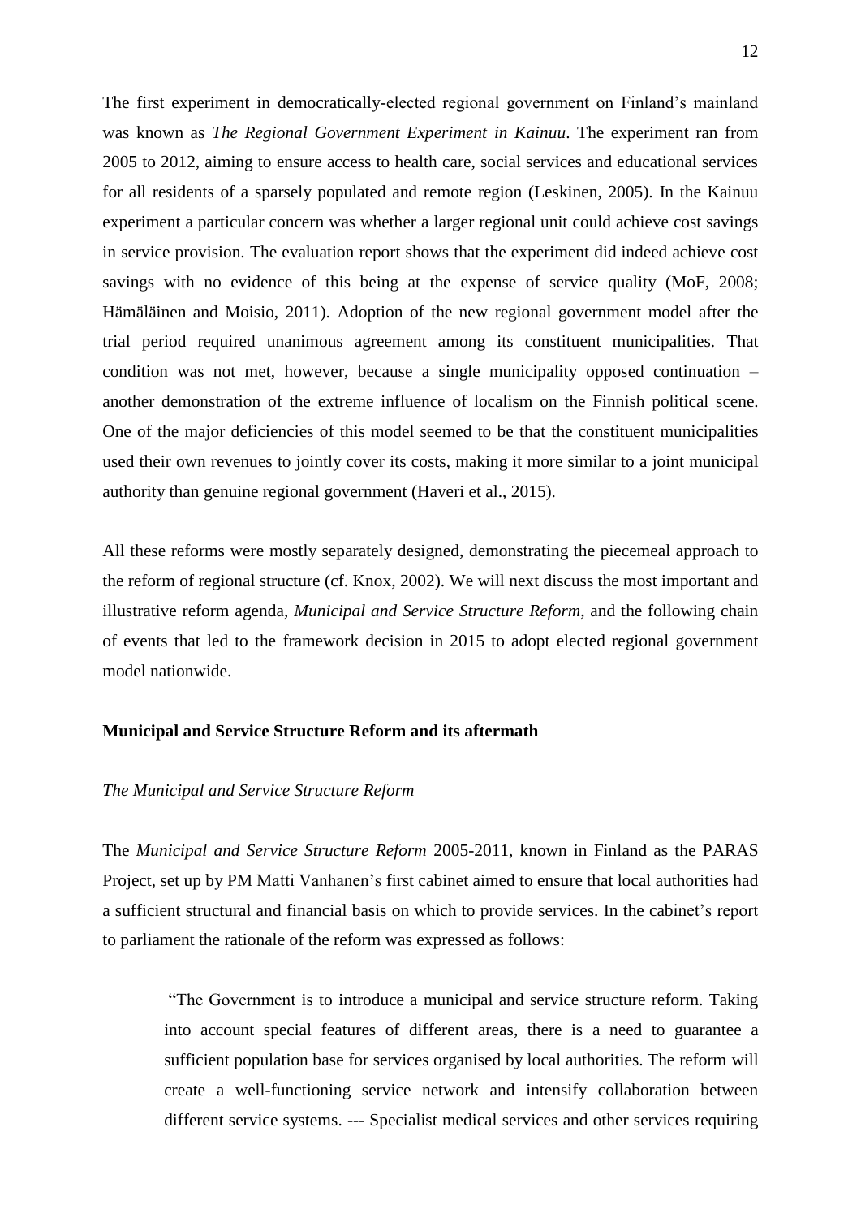The first experiment in democratically-elected regional government on Finland's mainland was known as *The Regional Government Experiment in Kainuu*. The experiment ran from 2005 to 2012, aiming to ensure access to health care, social services and educational services for all residents of a sparsely populated and remote region (Leskinen, 2005). In the Kainuu experiment a particular concern was whether a larger regional unit could achieve cost savings in service provision. The evaluation report shows that the experiment did indeed achieve cost savings with no evidence of this being at the expense of service quality (MoF, 2008; Hämäläinen and Moisio, 2011). Adoption of the new regional government model after the trial period required unanimous agreement among its constituent municipalities. That condition was not met, however, because a single municipality opposed continuation – another demonstration of the extreme influence of localism on the Finnish political scene. One of the major deficiencies of this model seemed to be that the constituent municipalities used their own revenues to jointly cover its costs, making it more similar to a joint municipal authority than genuine regional government (Haveri et al., 2015).

All these reforms were mostly separately designed, demonstrating the piecemeal approach to the reform of regional structure (cf. Knox, 2002). We will next discuss the most important and illustrative reform agenda, *Municipal and Service Structure Reform*, and the following chain of events that led to the framework decision in 2015 to adopt elected regional government model nationwide.

**Municipal and Service Structure Reform and its aftermath**

*The Municipal and Service Structure Reform*

The *Municipal and Service Structure Reform* 2005-2011, known in Finland as the PARAS Project, set up by PM Matti Vanhanen's first cabinet aimed to ensure that local authorities had a sufficient structural and financial basis on which to provide services. In the cabinet's report to parliament the rationale of the reform was expressed as follows:

> "The Government is to introduce a municipal and service structure reform. Taking into account special features of different areas, there is a need to guarantee a sufficient population base for services organised by local authorities. The reform will create a well-functioning service network and intensify collaboration between different service systems. --- Specialist medical services and other services requiring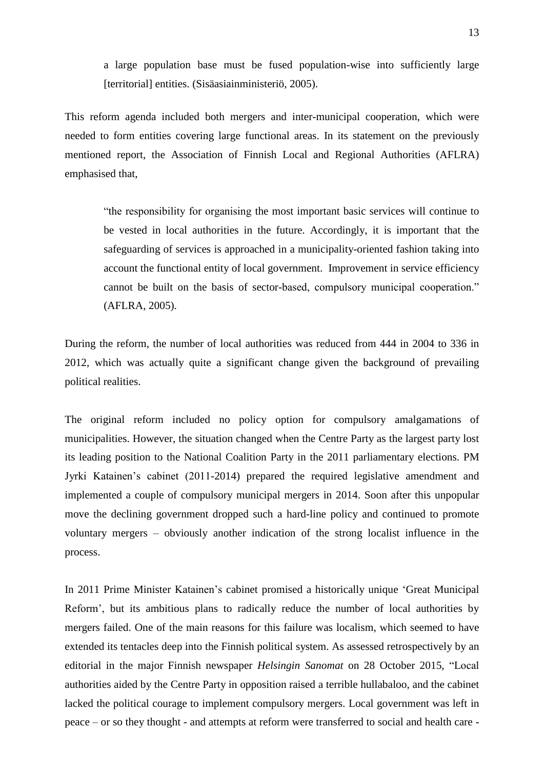> a large population base must be fused population-wise into sufficiently large [territorial] entities. (Sisäasiainministeriö, 2005).

This reform agenda included both mergers and inter-municipal cooperation, which were needed to form entities covering large functional areas. In its statement on the previously mentioned report, the Association of Finnish Local and Regional Authorities (AFLRA) emphasised that,

> "the responsibility for organising the most important basic services will continue to be vested in local authorities in the future. Accordingly, it is important that the safeguarding of services is approached in a municipality-oriented fashion taking into account the functional entity of local government. Improvement in service efficiency cannot be built on the basis of sector-based, compulsory municipal cooperation." (AFLRA, 2005).

During the reform, the number of local authorities was reduced from 444 in 2004 to 336 in 2012, which was actually quite a significant change given the background of prevailing political realities.

The original reform included no policy option for compulsory amalgamations of municipalities. However, the situation changed when the Centre Party as the largest party lost its leading position to the National Coalition Party in the 2011 parliamentary elections. PM Jyrki Katainen's cabinet (2011-2014) prepared the required legislative amendment and implemented a couple of compulsory municipal mergers in 2014. Soon after this unpopular move the declining government dropped such a hard-line policy and continued to promote voluntary mergers – obviously another indication of the strong localist influence in the process.

In 2011 Prime Minister Katainen's cabinet promised a historically unique 'Great Municipal Reform', but its ambitious plans to radically reduce the number of local authorities by mergers failed. One of the main reasons for this failure was localism, which seemed to have extended its tentacles deep into the Finnish political system. As assessed retrospectively by an editorial in the major Finnish newspaper *Helsingin Sanomat* on 28 October 2015, "Local authorities aided by the Centre Party in opposition raised a terrible hullabaloo, and the cabinet lacked the political courage to implement compulsory mergers. Local government was left in peace – or so they thought - and attempts at reform were transferred to social and health care -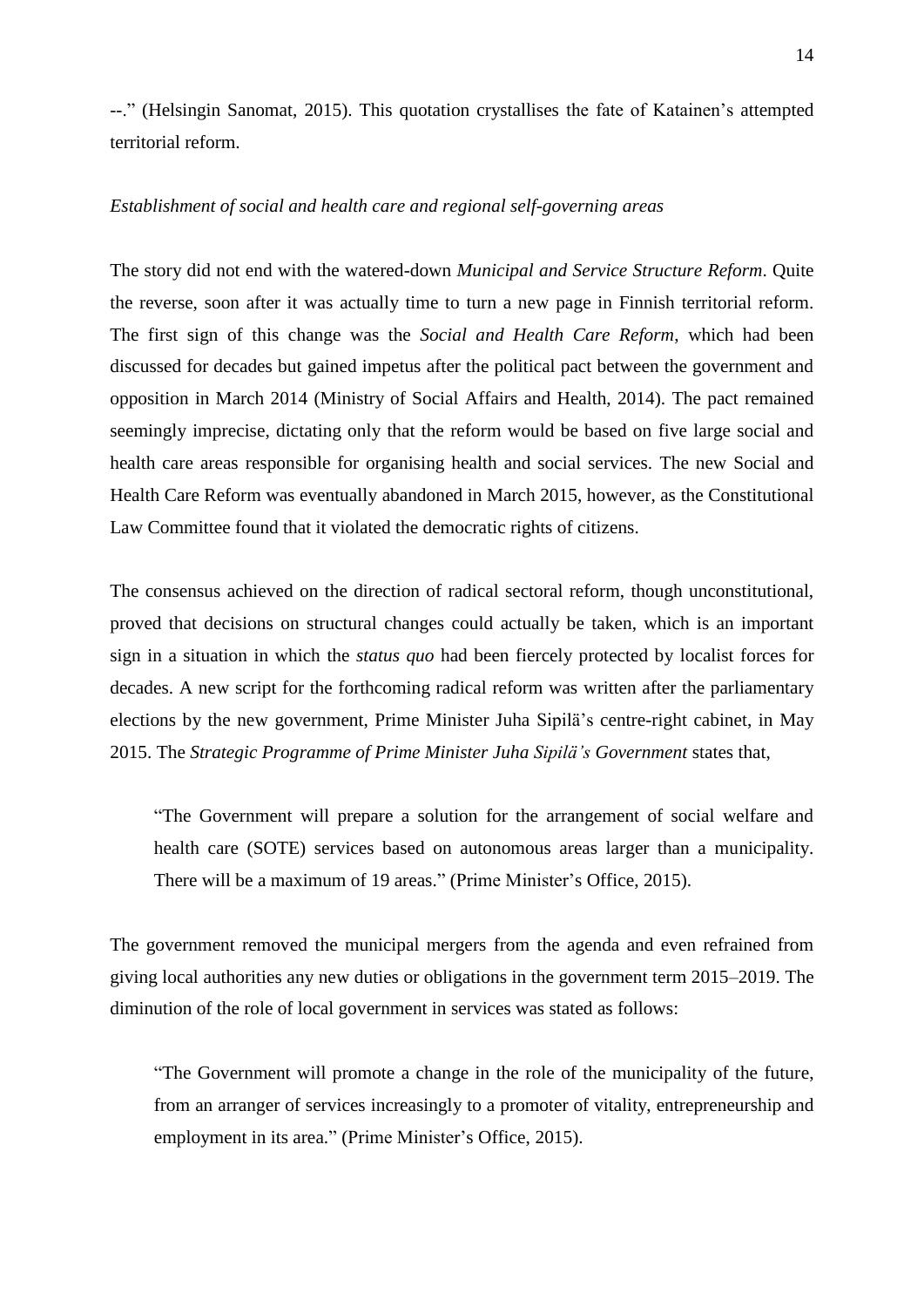--." (Helsingin Sanomat, 2015). This quotation crystallises the fate of Katainen's attempted territorial reform.

*Establishment of social and health care and regional self-governing areas*

The story did not end with the watered-down *Municipal and Service Structure Reform*. Quite the reverse, soon after it was actually time to turn a new page in Finnish territorial reform. The first sign of this change was the *Social and Health Care Reform*, which had been discussed for decades but gained impetus after the political pact between the government and opposition in March 2014 (Ministry of Social Affairs and Health, 2014). The pact remained seemingly imprecise, dictating only that the reform would be based on five large social and health care areas responsible for organising health and social services. The new Social and Health Care Reform was eventually abandoned in March 2015, however, as the Constitutional Law Committee found that it violated the democratic rights of citizens.

The consensus achieved on the direction of radical sectoral reform, though unconstitutional, proved that decisions on structural changes could actually be taken, which is an important sign in a situation in which the *status quo* had been fiercely protected by localist forces for decades. A new script for the forthcoming radical reform was written after the parliamentary elections by the new government, Prime Minister Juha Sipilä's centre-right cabinet, in May 2015. The *Strategic Programme of Prime Minister Juha Sipilä's Government* states that,

> "The Government will prepare a solution for the arrangement of social welfare and health care (SOTE) services based on autonomous areas larger than a municipality. There will be a maximum of 19 areas." (Prime Minister's Office, 2015).

The government removed the municipal mergers from the agenda and even refrained from giving local authorities any new duties or obligations in the government term 2015–2019. The diminution of the role of local government in services was stated as follows:

> "The Government will promote a change in the role of the municipality of the future, from an arranger of services increasingly to a promoter of vitality, entrepreneurship and employment in its area." (Prime Minister's Office, 2015).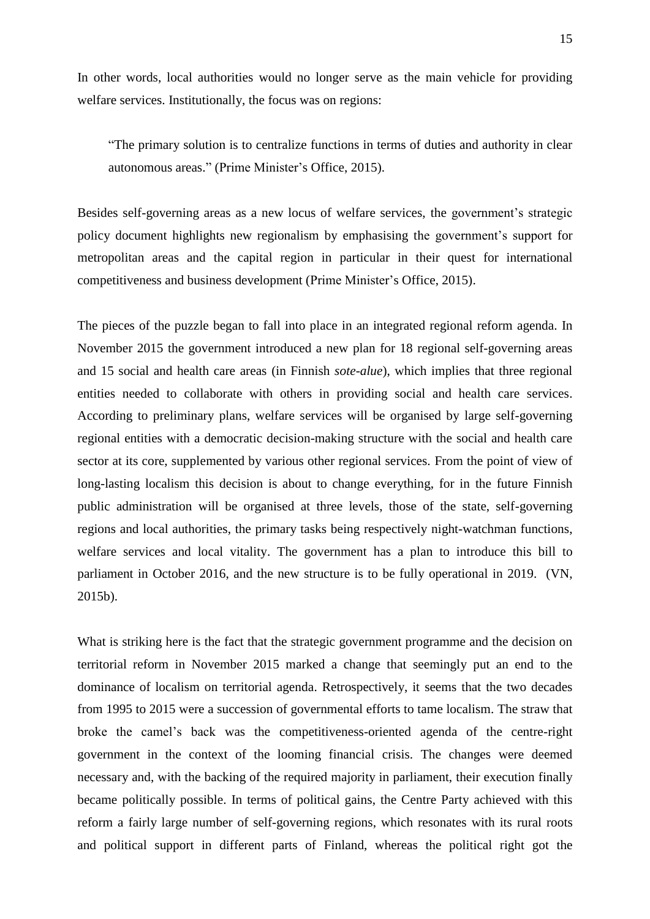In other words, local authorities would no longer serve as the main vehicle for providing welfare services. Institutionally, the focus was on regions:

> "The primary solution is to centralize functions in terms of duties and authority in clear autonomous areas." (Prime Minister's Office, 2015).

Besides self-governing areas as a new locus of welfare services, the government's strategic policy document highlights new regionalism by emphasising the government's support for metropolitan areas and the capital region in particular in their quest for international competitiveness and business development (Prime Minister's Office, 2015).

The pieces of the puzzle began to fall into place in an integrated regional reform agenda. In November 2015 the government introduced a new plan for 18 regional self-governing areas and 15 social and health care areas (in Finnish *sote-alue*), which implies that three regional entities needed to collaborate with others in providing social and health care services. According to preliminary plans, welfare services will be organised by large self-governing regional entities with a democratic decision-making structure with the social and health care sector at its core, supplemented by various other regional services. From the point of view of long-lasting localism this decision is about to change everything, for in the future Finnish public administration will be organised at three levels, those of the state, self-governing regions and local authorities, the primary tasks being respectively night-watchman functions, welfare services and local vitality. The government has a plan to introduce this bill to parliament in October 2016, and the new structure is to be fully operational in 2019. (VN, 2015b).

What is striking here is the fact that the strategic government programme and the decision on territorial reform in November 2015 marked a change that seemingly put an end to the dominance of localism on territorial agenda. Retrospectively, it seems that the two decades from 1995 to 2015 were a succession of governmental efforts to tame localism. The straw that broke the camel's back was the competitiveness-oriented agenda of the centre-right government in the context of the looming financial crisis. The changes were deemed necessary and, with the backing of the required majority in parliament, their execution finally became politically possible. In terms of political gains, the Centre Party achieved with this reform a fairly large number of self-governing regions, which resonates with its rural roots and political support in different parts of Finland, whereas the political right got the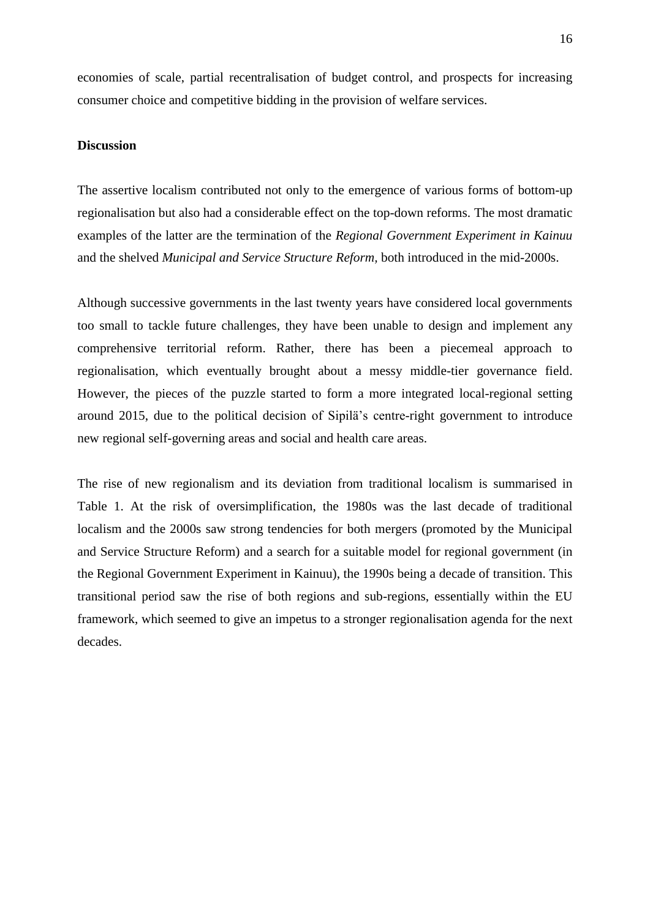economies of scale, partial recentralisation of budget control, and prospects for increasing consumer choice and competitive bidding in the provision of welfare services.

**Discussion**

The assertive localism contributed not only to the emergence of various forms of bottom-up regionalisation but also had a considerable effect on the top-down reforms. The most dramatic examples of the latter are the termination of the *Regional Government Experiment in Kainuu* and the shelved *Municipal and Service Structure Reform,* both introduced in the mid-2000s.

Although successive governments in the last twenty years have considered local governments too small to tackle future challenges, they have been unable to design and implement any comprehensive territorial reform. Rather, there has been a piecemeal approach to regionalisation, which eventually brought about a messy middle-tier governance field. However, the pieces of the puzzle started to form a more integrated local-regional setting around 2015, due to the political decision of Sipilä's centre-right government to introduce new regional self-governing areas and social and health care areas.

The rise of new regionalism and its deviation from traditional localism is summarised in Table 1. At the risk of oversimplification, the 1980s was the last decade of traditional localism and the 2000s saw strong tendencies for both mergers (promoted by the Municipal and Service Structure Reform) and a search for a suitable model for regional government (in the Regional Government Experiment in Kainuu), the 1990s being a decade of transition. This transitional period saw the rise of both regions and sub-regions, essentially within the EU framework, which seemed to give an impetus to a stronger regionalisation agenda for the next decades.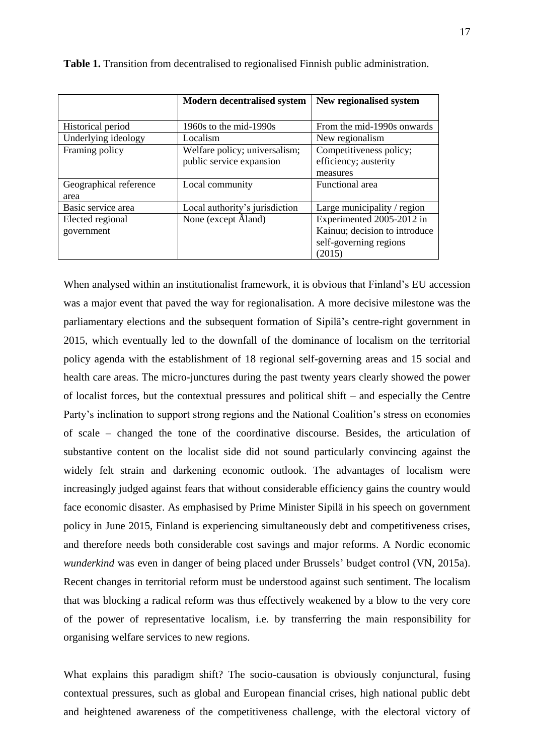**Table 1.** Transition from decentralised to regionalised Finnish public administration.

| | **Modern decentralised system** | **New regionalised system** |
|---|---|---|
| Historical period | 1960s to the mid-1990s | From the mid-1990s onwards |
| Underlying ideology | Localism | New regionalism |
| Framing policy | Welfare policy; universalism; public service expansion | Competitiveness policy; efficiency; austerity measures |
| Geographical reference area | Local community | Functional area |
| Basic service area | Local authority's jurisdiction | Large municipality / region |
| Elected regional government | None (except Åland) | Experimented 2005-2012 in Kainuu; decision to introduce self-governing regions (2015) |

When analysed within an institutionalist framework, it is obvious that Finland's EU accession was a major event that paved the way for regionalisation. A more decisive milestone was the parliamentary elections and the subsequent formation of Sipilä's centre-right government in 2015, which eventually led to the downfall of the dominance of localism on the territorial policy agenda with the establishment of 18 regional self-governing areas and 15 social and health care areas. The micro-junctures during the past twenty years clearly showed the power of localist forces, but the contextual pressures and political shift – and especially the Centre Party's inclination to support strong regions and the National Coalition's stress on economies of scale – changed the tone of the coordinative discourse. Besides, the articulation of substantive content on the localist side did not sound particularly convincing against the widely felt strain and darkening economic outlook. The advantages of localism were increasingly judged against fears that without considerable efficiency gains the country would face economic disaster. As emphasised by Prime Minister Sipilä in his speech on government policy in June 2015, Finland is experiencing simultaneously debt and competitiveness crises, and therefore needs both considerable cost savings and major reforms. A Nordic economic *wunderkind* was even in danger of being placed under Brussels' budget control (VN, 2015a). Recent changes in territorial reform must be understood against such sentiment. The localism that was blocking a radical reform was thus effectively weakened by a blow to the very core of the power of representative localism, i.e. by transferring the main responsibility for organising welfare services to new regions.

What explains this paradigm shift? The socio-causation is obviously conjunctural, fusing contextual pressures, such as global and European financial crises, high national public debt and heightened awareness of the competitiveness challenge, with the electoral victory of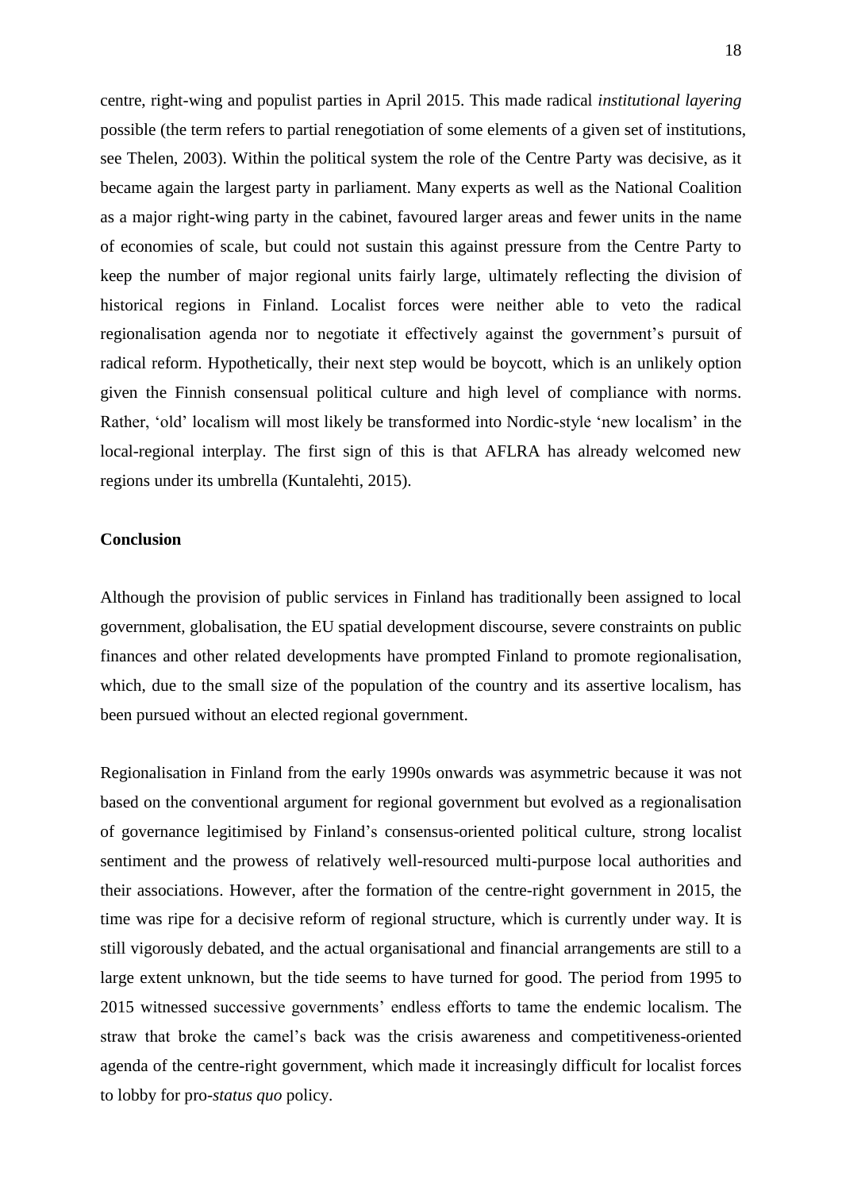centre, right-wing and populist parties in April 2015. This made radical *institutional layering* possible (the term refers to partial renegotiation of some elements of a given set of institutions, see Thelen, 2003). Within the political system the role of the Centre Party was decisive, as it became again the largest party in parliament. Many experts as well as the National Coalition as a major right-wing party in the cabinet, favoured larger areas and fewer units in the name of economies of scale, but could not sustain this against pressure from the Centre Party to keep the number of major regional units fairly large, ultimately reflecting the division of historical regions in Finland. Localist forces were neither able to veto the radical regionalisation agenda nor to negotiate it effectively against the government's pursuit of radical reform. Hypothetically, their next step would be boycott, which is an unlikely option given the Finnish consensual political culture and high level of compliance with norms. Rather, 'old' localism will most likely be transformed into Nordic-style 'new localism' in the local-regional interplay. The first sign of this is that AFLRA has already welcomed new regions under its umbrella (Kuntalehti, 2015).

## Conclusion

Although the provision of public services in Finland has traditionally been assigned to local government, globalisation, the EU spatial development discourse, severe constraints on public finances and other related developments have prompted Finland to promote regionalisation, which, due to the small size of the population of the country and its assertive localism, has been pursued without an elected regional government.

Regionalisation in Finland from the early 1990s onwards was asymmetric because it was not based on the conventional argument for regional government but evolved as a regionalisation of governance legitimised by Finland's consensus-oriented political culture, strong localist sentiment and the prowess of relatively well-resourced multi-purpose local authorities and their associations. However, after the formation of the centre-right government in 2015, the time was ripe for a decisive reform of regional structure, which is currently under way. It is still vigorously debated, and the actual organisational and financial arrangements are still to a large extent unknown, but the tide seems to have turned for good. The period from 1995 to 2015 witnessed successive governments' endless efforts to tame the endemic localism. The straw that broke the camel's back was the crisis awareness and competitiveness-oriented agenda of the centre-right government, which made it increasingly difficult for localist forces to lobby for pro-*status quo* policy.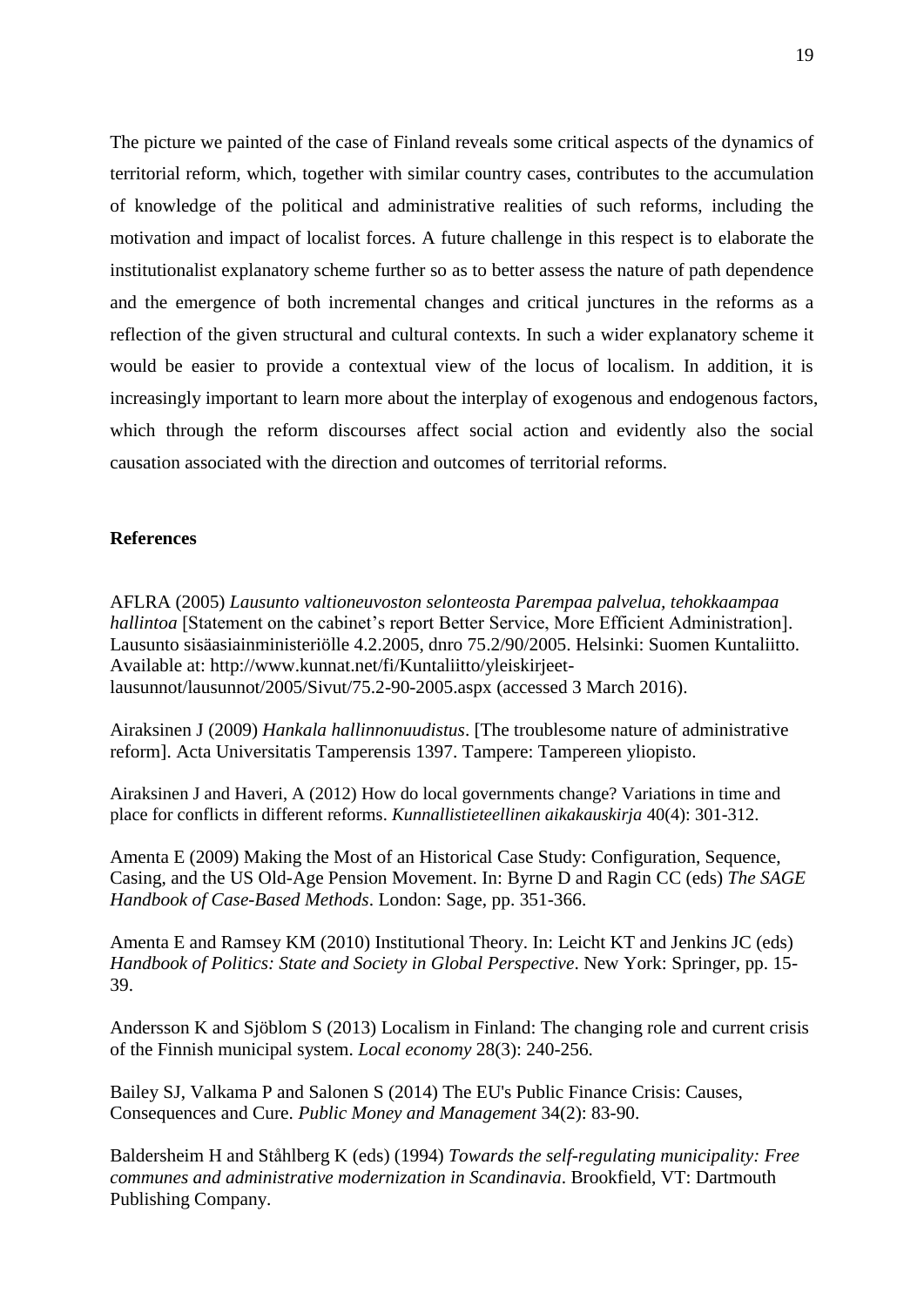The picture we painted of the case of Finland reveals some critical aspects of the dynamics of territorial reform, which, together with similar country cases, contributes to the accumulation of knowledge of the political and administrative realities of such reforms, including the motivation and impact of localist forces. A future challenge in this respect is to elaborate the institutionalist explanatory scheme further so as to better assess the nature of path dependence and the emergence of both incremental changes and critical junctures in the reforms as a reflection of the given structural and cultural contexts. In such a wider explanatory scheme it would be easier to provide a contextual view of the locus of localism. In addition, it is increasingly important to learn more about the interplay of exogenous and endogenous factors, which through the reform discourses affect social action and evidently also the social causation associated with the direction and outcomes of territorial reforms.

## References

AFLRA (2005) *Lausunto valtioneuvoston selonteosta Parempaa palvelua, tehokkaampaa hallintoa* [Statement on the cabinet's report Better Service, More Efficient Administration]. Lausunto sisäasiainministeriölle 4.2.2005, dnro 75.2/90/2005. Helsinki: Suomen Kuntaliitto. Available at: http://www.kunnat.net/fi/Kuntaliitto/yleiskirjeet-lausunnot/lausunnot/2005/Sivut/75.2-90-2005.aspx (accessed 3 March 2016).

Airaksinen J (2009) *Hankala hallinnonuudistus*. [The troublesome nature of administrative reform]. Acta Universitatis Tamperensis 1397. Tampere: Tampereen yliopisto.

Airaksinen J and Haveri, A (2012) How do local governments change? Variations in time and place for conflicts in different reforms. *Kunnallistieteellinen aikakauskirja* 40(4): 301-312.

Amenta E (2009) Making the Most of an Historical Case Study: Configuration, Sequence, Casing, and the US Old-Age Pension Movement. In: Byrne D and Ragin CC (eds) *The SAGE Handbook of Case-Based Methods*. London: Sage, pp. 351-366.

Amenta E and Ramsey KM (2010) Institutional Theory. In: Leicht KT and Jenkins JC (eds) *Handbook of Politics: State and Society in Global Perspective*. New York: Springer, pp. 15-39.

Andersson K and Sjöblom S (2013) Localism in Finland: The changing role and current crisis of the Finnish municipal system. *Local economy* 28(3): 240-256.

Bailey SJ, Valkama P and Salonen S (2014) The EU's Public Finance Crisis: Causes, Consequences and Cure. *Public Money and Management* 34(2): 83-90.

Baldersheim H and Ståhlberg K (eds) (1994) *Towards the self-regulating municipality: Free communes and administrative modernization in Scandinavia*. Brookfield, VT: Dartmouth Publishing Company.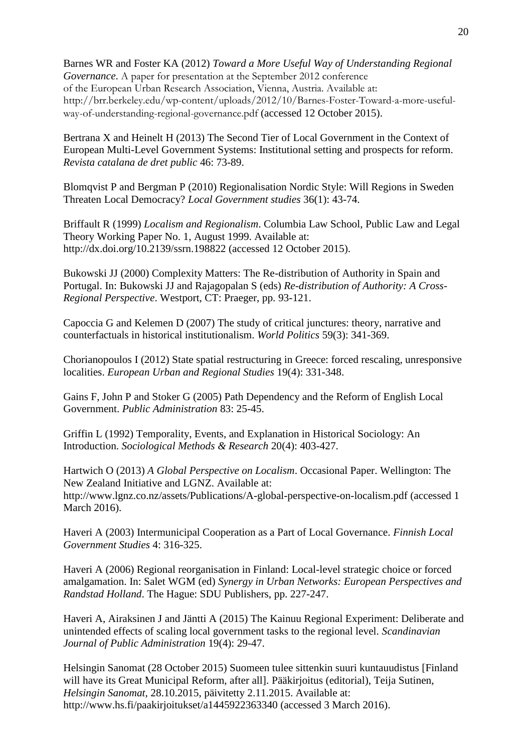Barnes WR and Foster KA (2012) *Toward a More Useful Way of Understanding Regional Governance*. A paper for presentation at the September 2012 conference of the European Urban Research Association, Vienna, Austria. Available at: http://brr.berkeley.edu/wp-content/uploads/2012/10/Barnes-Foster-Toward-a-more-useful-way-of-understanding-regional-governance.pdf (accessed 12 October 2015).

Bertrana X and Heinelt H (2013) The Second Tier of Local Government in the Context of European Multi-Level Government Systems: Institutional setting and prospects for reform. *Revista catalana de dret public* 46: 73-89.

Blomqvist P and Bergman P (2010) Regionalisation Nordic Style: Will Regions in Sweden Threaten Local Democracy? *Local Government studies* 36(1): 43-74.

Briffault R (1999) *Localism and Regionalism*. Columbia Law School, Public Law and Legal Theory Working Paper No. 1, August 1999. Available at: http://dx.doi.org/10.2139/ssrn.198822 (accessed 12 October 2015).

Bukowski JJ (2000) Complexity Matters: The Re-distribution of Authority in Spain and Portugal. In: Bukowski JJ and Rajagopalan S (eds) *Re-distribution of Authority: A Cross-Regional Perspective*. Westport, CT: Praeger, pp. 93-121.

Capoccia G and Kelemen D (2007) The study of critical junctures: theory, narrative and counterfactuals in historical institutionalism. *World Politics* 59(3): 341-369.

Chorianopoulos I (2012) State spatial restructuring in Greece: forced rescaling, unresponsive localities. *European Urban and Regional Studies* 19(4): 331-348.

Gains F, John P and Stoker G (2005) Path Dependency and the Reform of English Local Government. *Public Administration* 83: 25-45.

Griffin L (1992) Temporality, Events, and Explanation in Historical Sociology: An Introduction. *Sociological Methods & Research* 20(4): 403-427.

Hartwich O (2013) *A Global Perspective on Localism*. Occasional Paper. Wellington: The New Zealand Initiative and LGNZ. Available at: http://www.lgnz.co.nz/assets/Publications/A-global-perspective-on-localism.pdf (accessed 1 March 2016).

Haveri A (2003) Intermunicipal Cooperation as a Part of Local Governance. *Finnish Local Government Studies* 4: 316-325.

Haveri A (2006) Regional reorganisation in Finland: Local-level strategic choice or forced amalgamation. In: Salet WGM (ed) *Synergy in Urban Networks: European Perspectives and Randstad Holland*. The Hague: SDU Publishers, pp. 227-247.

Haveri A, Airaksinen J and Jäntti A (2015) The Kainuu Regional Experiment: Deliberate and unintended effects of scaling local government tasks to the regional level. *Scandinavian Journal of Public Administration* 19(4): 29-47.

Helsingin Sanomat (28 October 2015) Suomeen tulee sittenkin suuri kuntauudistus [Finland will have its Great Municipal Reform, after all]. Pääkirjoitus (editorial), Teija Sutinen, *Helsingin Sanomat*, 28.10.2015, päivitetty 2.11.2015. Available at: http://www.hs.fi/paakirjoitukset/a1445922363340 (accessed 3 March 2016).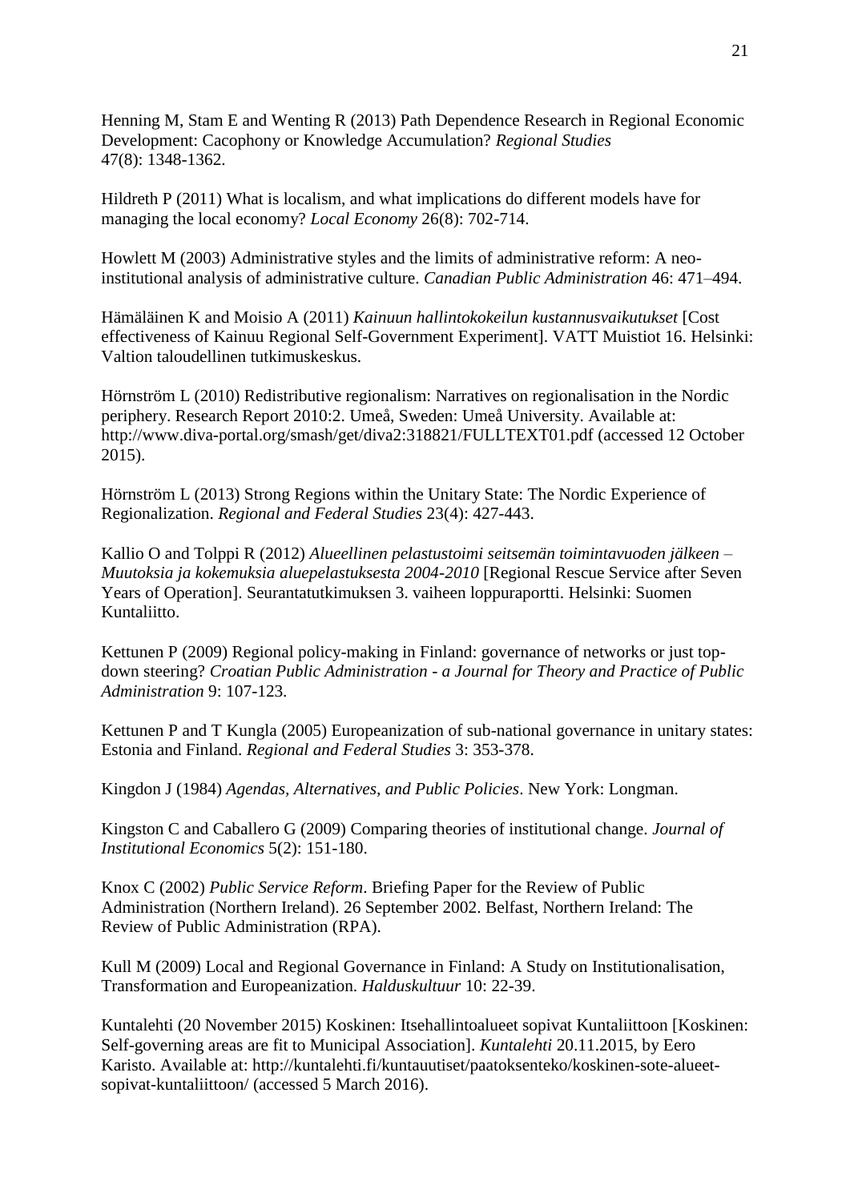Henning M, Stam E and Wenting R (2013) Path Dependence Research in Regional Economic Development: Cacophony or Knowledge Accumulation? *Regional Studies* 47(8): 1348-1362.

Hildreth P (2011) What is localism, and what implications do different models have for managing the local economy? *Local Economy* 26(8): 702-714.

Howlett M (2003) Administrative styles and the limits of administrative reform: A neo-institutional analysis of administrative culture. *Canadian Public Administration* 46: 471–494.

Hämäläinen K and Moisio A (2011) *Kainuun hallintokokeilun kustannusvaikutukset* [Cost effectiveness of Kainuu Regional Self-Government Experiment]. VATT Muistiot 16. Helsinki: Valtion taloudellinen tutkimuskeskus.

Hörnström L (2010) Redistributive regionalism: Narratives on regionalisation in the Nordic periphery. Research Report 2010:2. Umeå, Sweden: Umeå University. Available at: http://www.diva-portal.org/smash/get/diva2:318821/FULLTEXT01.pdf (accessed 12 October 2015).

Hörnström L (2013) Strong Regions within the Unitary State: The Nordic Experience of Regionalization. *Regional and Federal Studies* 23(4): 427-443.

Kallio O and Tolppi R (2012) *Alueellinen pelastustoimi seitsemän toimintavuoden jälkeen – Muutoksia ja kokemuksia aluepelastuksesta 2004-2010* [Regional Rescue Service after Seven Years of Operation]. Seurantatutkimuksen 3. vaiheen loppuraportti. Helsinki: Suomen Kuntaliitto.

Kettunen P (2009) Regional policy-making in Finland: governance of networks or just top-down steering? *Croatian Public Administration - a Journal for Theory and Practice of Public Administration* 9: 107-123.

Kettunen P and T Kungla (2005) Europeanization of sub-national governance in unitary states: Estonia and Finland. *Regional and Federal Studies* 3: 353-378.

Kingdon J (1984) *Agendas, Alternatives, and Public Policies*. New York: Longman.

Kingston C and Caballero G (2009) Comparing theories of institutional change. *Journal of Institutional Economics* 5(2): 151-180.

Knox C (2002) *Public Service Reform*. Briefing Paper for the Review of Public Administration (Northern Ireland). 26 September 2002. Belfast, Northern Ireland: The Review of Public Administration (RPA).

Kull M (2009) Local and Regional Governance in Finland: A Study on Institutionalisation, Transformation and Europeanization. *Halduskultuur* 10: 22-39.

Kuntalehti (20 November 2015) Koskinen: Itsehallintoalueet sopivat Kuntaliittoon [Koskinen: Self-governing areas are fit to Municipal Association]. *Kuntalehti* 20.11.2015, by Eero Karisto. Available at: http://kuntalehti.fi/kuntauutiset/paatoksenteko/koskinen-sote-alueet-sopivat-kuntaliittoon/ (accessed 5 March 2016).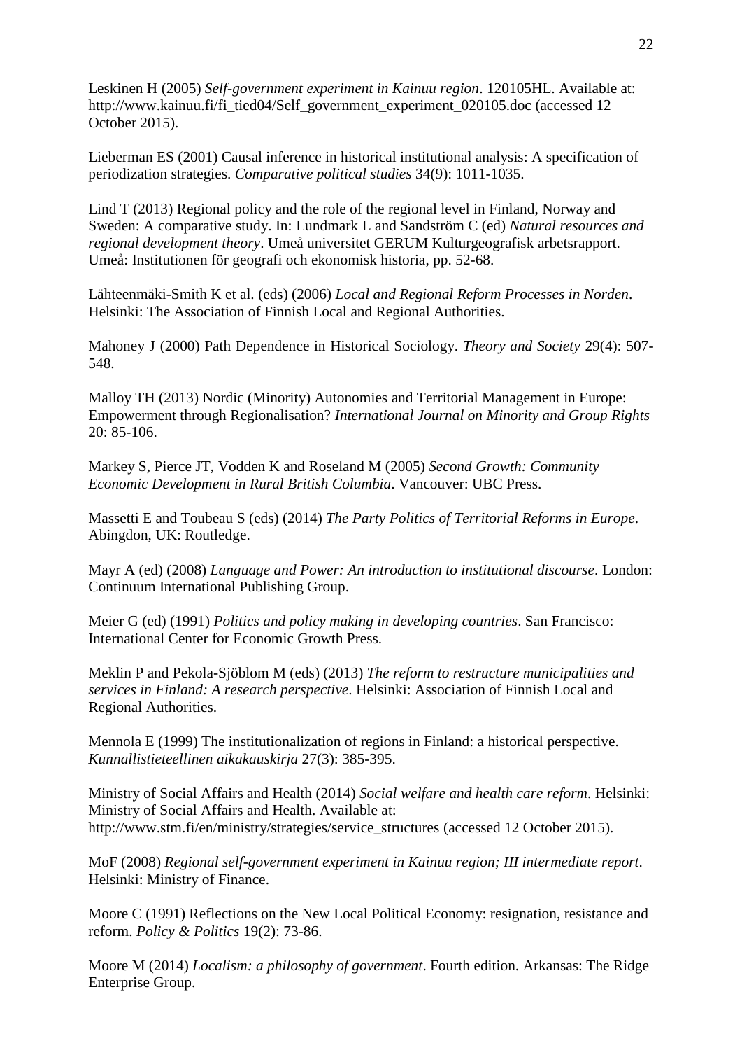Leskinen H (2005) *Self-government experiment in Kainuu region*. 120105HL. Available at: http://www.kainuu.fi/fi_tied04/Self_government_experiment_020105.doc (accessed 12 October 2015).

Lieberman ES (2001) Causal inference in historical institutional analysis: A specification of periodization strategies. *Comparative political studies* 34(9): 1011-1035.

Lind T (2013) Regional policy and the role of the regional level in Finland, Norway and Sweden: A comparative study. In: Lundmark L and Sandström C (ed) *Natural resources and regional development theory*. Umeå universitet GERUM Kulturgeografisk arbetsrapport. Umeå: Institutionen för geografi och ekonomisk historia, pp. 52-68.

Lähteenmäki-Smith K et al. (eds) (2006) *Local and Regional Reform Processes in Norden*. Helsinki: The Association of Finnish Local and Regional Authorities.

Mahoney J (2000) Path Dependence in Historical Sociology. *Theory and Society* 29(4): 507-548.

Malloy TH (2013) Nordic (Minority) Autonomies and Territorial Management in Europe: Empowerment through Regionalisation? *International Journal on Minority and Group Rights* 20: 85-106.

Markey S, Pierce JT, Vodden K and Roseland M (2005) *Second Growth: Community Economic Development in Rural British Columbia*. Vancouver: UBC Press.

Massetti E and Toubeau S (eds) (2014) *The Party Politics of Territorial Reforms in Europe*. Abingdon, UK: Routledge.

Mayr A (ed) (2008) *Language and Power: An introduction to institutional discourse*. London: Continuum International Publishing Group.

Meier G (ed) (1991) *Politics and policy making in developing countries*. San Francisco: International Center for Economic Growth Press.

Meklin P and Pekola-Sjöblom M (eds) (2013) *The reform to restructure municipalities and services in Finland: A research perspective*. Helsinki: Association of Finnish Local and Regional Authorities.

Mennola E (1999) The institutionalization of regions in Finland: a historical perspective. *Kunnallistieteellinen aikakauskirja* 27(3): 385-395.

Ministry of Social Affairs and Health (2014) *Social welfare and health care reform*. Helsinki: Ministry of Social Affairs and Health. Available at: http://www.stm.fi/en/ministry/strategies/service_structures (accessed 12 October 2015).

MoF (2008) *Regional self-government experiment in Kainuu region; III intermediate report*. Helsinki: Ministry of Finance.

Moore C (1991) Reflections on the New Local Political Economy: resignation, resistance and reform. *Policy & Politics* 19(2): 73-86.

Moore M (2014) *Localism: a philosophy of government*. Fourth edition. Arkansas: The Ridge Enterprise Group.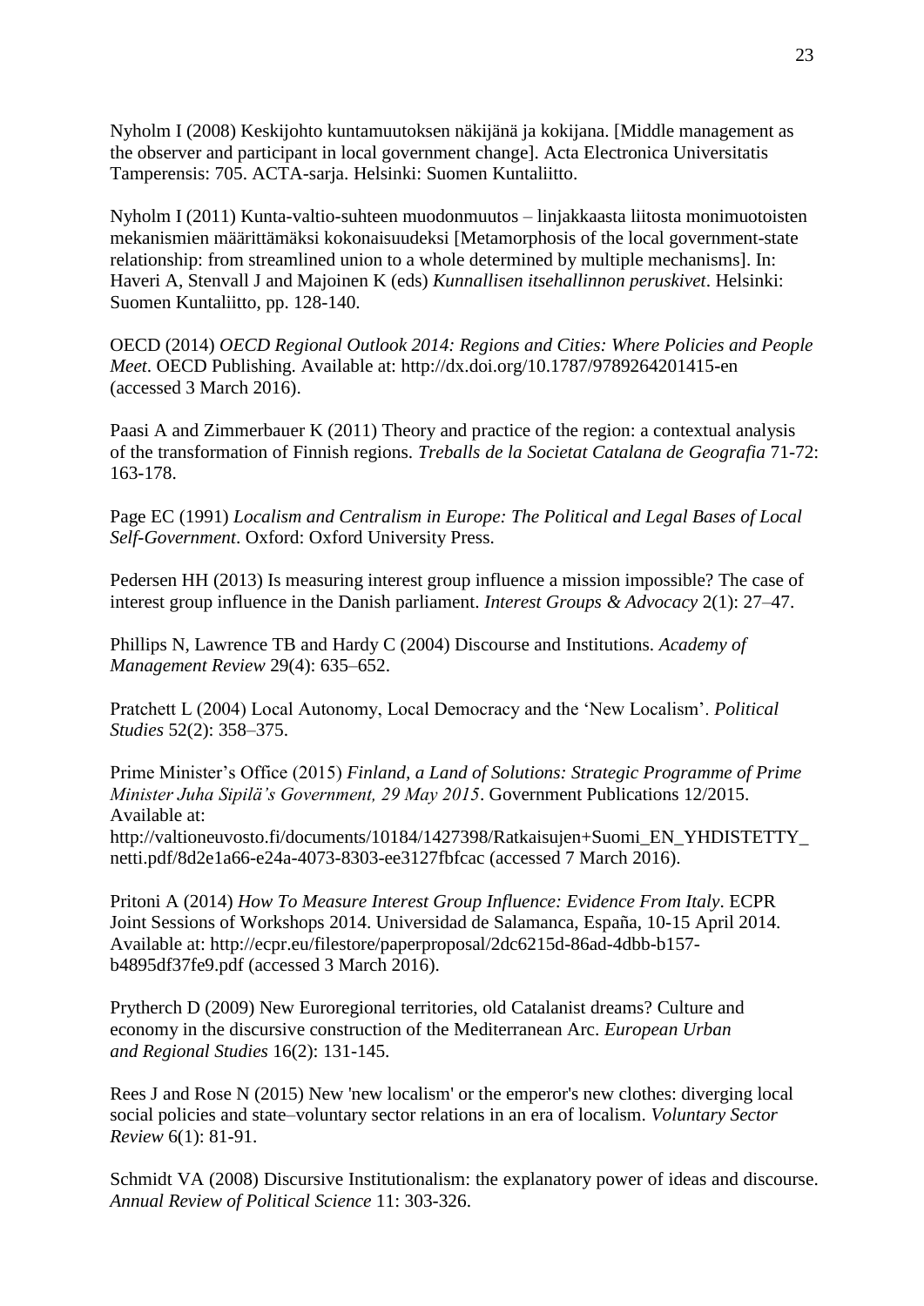Nyholm I (2008) Keskijohto kuntamuutoksen näkijänä ja kokijana. [Middle management as the observer and participant in local government change]. Acta Electronica Universitatis Tamperensis: 705. ACTA-sarja. Helsinki: Suomen Kuntaliitto.

Nyholm I (2011) Kunta-valtio-suhteen muodonmuutos – linjakkaasta liitosta monimuotoisten mekanismien määrittämäksi kokonaisuudeksi [Metamorphosis of the local government-state relationship: from streamlined union to a whole determined by multiple mechanisms]. In: Haveri A, Stenvall J and Majoinen K (eds) *Kunnallisen itsehallinnon peruskivet*. Helsinki: Suomen Kuntaliitto, pp. 128-140.

OECD (2014) *OECD Regional Outlook 2014: Regions and Cities: Where Policies and People Meet*. OECD Publishing. Available at: http://dx.doi.org/10.1787/9789264201415-en (accessed 3 March 2016).

Paasi A and Zimmerbauer K (2011) Theory and practice of the region: a contextual analysis of the transformation of Finnish regions. *Treballs de la Societat Catalana de Geografia* 71-72: 163-178.

Page EC (1991) *Localism and Centralism in Europe: The Political and Legal Bases of Local Self-Government*. Oxford: Oxford University Press.

Pedersen HH (2013) Is measuring interest group influence a mission impossible? The case of interest group influence in the Danish parliament. *Interest Groups & Advocacy* 2(1): 27–47.

Phillips N, Lawrence TB and Hardy C (2004) Discourse and Institutions. *Academy of Management Review* 29(4): 635–652.

Pratchett L (2004) Local Autonomy, Local Democracy and the 'New Localism'. *Political Studies* 52(2): 358–375.

Prime Minister's Office (2015) *Finland, a Land of Solutions: Strategic Programme of Prime Minister Juha Sipilä's Government, 29 May 2015*. Government Publications 12/2015. Available at: http://valtioneuvosto.fi/documents/10184/1427398/Ratkaisujen+Suomi_EN_YHDISTETTY_netti.pdf/8d2e1a66-e24a-4073-8303-ee3127fbfcac (accessed 7 March 2016).

Pritoni A (2014) *How To Measure Interest Group Influence: Evidence From Italy*. ECPR Joint Sessions of Workshops 2014. Universidad de Salamanca, España, 10-15 April 2014. Available at: http://ecpr.eu/filestore/paperproposal/2dc6215d-86ad-4dbb-b157-b4895df37fe9.pdf (accessed 3 March 2016).

Prytherch D (2009) New Euroregional territories, old Catalanist dreams? Culture and economy in the discursive construction of the Mediterranean Arc. *European Urban and Regional Studies* 16(2): 131-145.

Rees J and Rose N (2015) New 'new localism' or the emperor's new clothes: diverging local social policies and state–voluntary sector relations in an era of localism. *Voluntary Sector Review* 6(1): 81-91.

Schmidt VA (2008) Discursive Institutionalism: the explanatory power of ideas and discourse. *Annual Review of Political Science* 11: 303-326.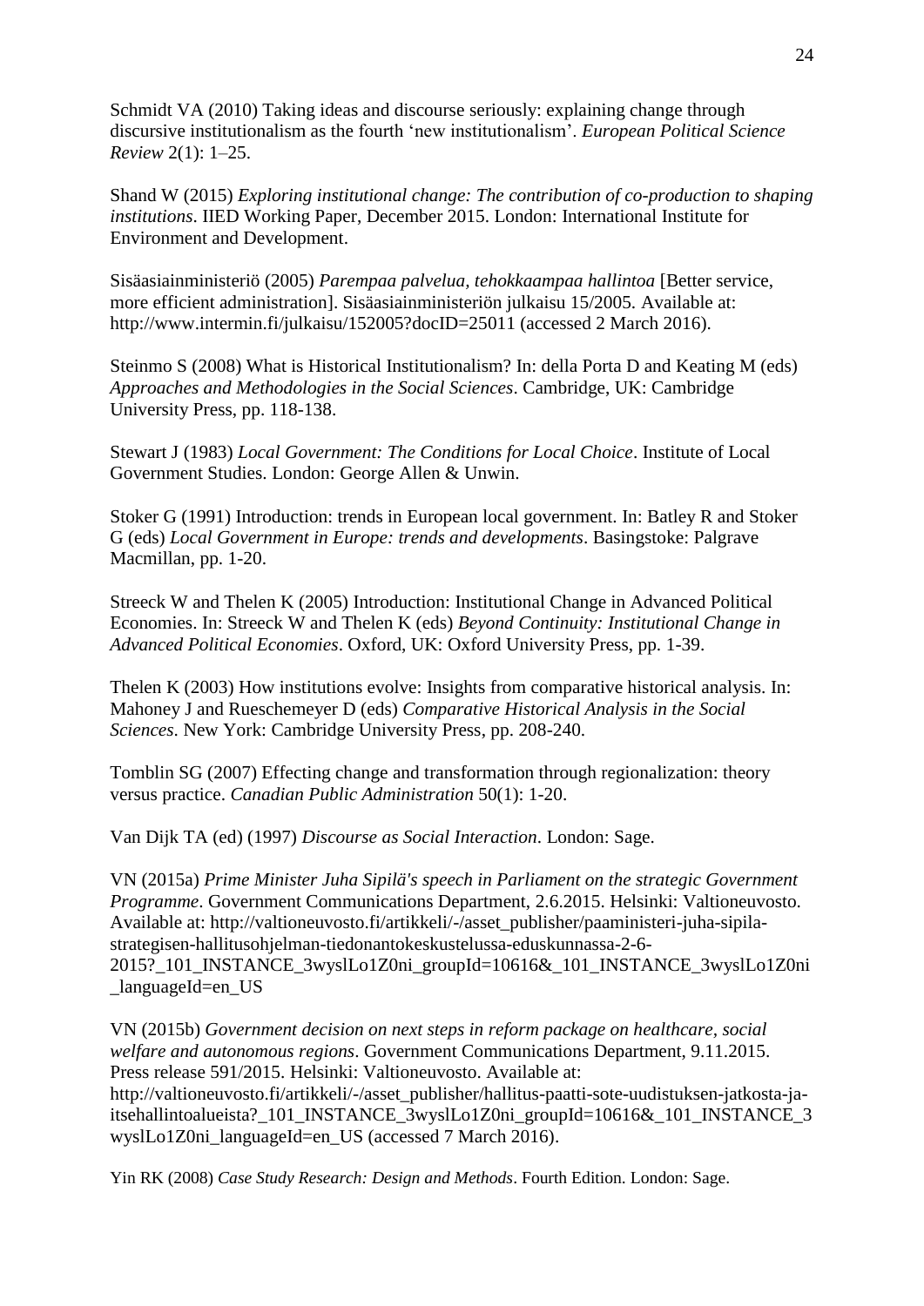Schmidt VA (2010) Taking ideas and discourse seriously: explaining change through discursive institutionalism as the fourth 'new institutionalism'. *European Political Science Review* 2(1): 1–25.

Shand W (2015) *Exploring institutional change: The contribution of co-production to shaping institutions*. IIED Working Paper, December 2015. London: International Institute for Environment and Development.

Sisäasiainministeriö (2005) *Parempaa palvelua, tehokkaampaa hallintoa* [Better service, more efficient administration]. Sisäasiainministeriön julkaisu 15/2005. Available at: http://www.intermin.fi/julkaisu/152005?docID=25011 (accessed 2 March 2016).

Steinmo S (2008) What is Historical Institutionalism? In: della Porta D and Keating M (eds) *Approaches and Methodologies in the Social Sciences*. Cambridge, UK: Cambridge University Press, pp. 118-138.

Stewart J (1983) *Local Government: The Conditions for Local Choice*. Institute of Local Government Studies. London: George Allen & Unwin.

Stoker G (1991) Introduction: trends in European local government. In: Batley R and Stoker G (eds) *Local Government in Europe: trends and developments*. Basingstoke: Palgrave Macmillan, pp. 1-20.

Streeck W and Thelen K (2005) Introduction: Institutional Change in Advanced Political Economies. In: Streeck W and Thelen K (eds) *Beyond Continuity: Institutional Change in Advanced Political Economies*. Oxford, UK: Oxford University Press, pp. 1-39.

Thelen K (2003) How institutions evolve: Insights from comparative historical analysis. In: Mahoney J and Rueschemeyer D (eds) *Comparative Historical Analysis in the Social Sciences*. New York: Cambridge University Press, pp. 208-240.

Tomblin SG (2007) Effecting change and transformation through regionalization: theory versus practice. *Canadian Public Administration* 50(1): 1-20.

Van Dijk TA (ed) (1997) *Discourse as Social Interaction*. London: Sage.

VN (2015a) *Prime Minister Juha Sipilä's speech in Parliament on the strategic Government Programme*. Government Communications Department, 2.6.2015. Helsinki: Valtioneuvosto. Available at: http://valtioneuvosto.fi/artikkeli/-/asset_publisher/paaministeri-juha-sipila-strategisen-hallitusohjelman-tiedonantokeskustelussa-eduskunnassa-2-6-2015?_101_INSTANCE_3wyslLo1Z0ni_groupId=10616&_101_INSTANCE_3wyslLo1Z0ni_languageId=en_US

VN (2015b) *Government decision on next steps in reform package on healthcare, social welfare and autonomous regions*. Government Communications Department, 9.11.2015. Press release 591/2015. Helsinki: Valtioneuvosto. Available at: http://valtioneuvosto.fi/artikkeli/-/asset_publisher/hallitus-paatti-sote-uudistuksen-jatkosta-ja-itsehallintoalueista?_101_INSTANCE_3wyslLo1Z0ni_groupId=10616&_101_INSTANCE_3wyslLo1Z0ni_languageId=en_US (accessed 7 March 2016).

Yin RK (2008) *Case Study Research: Design and Methods*. Fourth Edition. London: Sage.